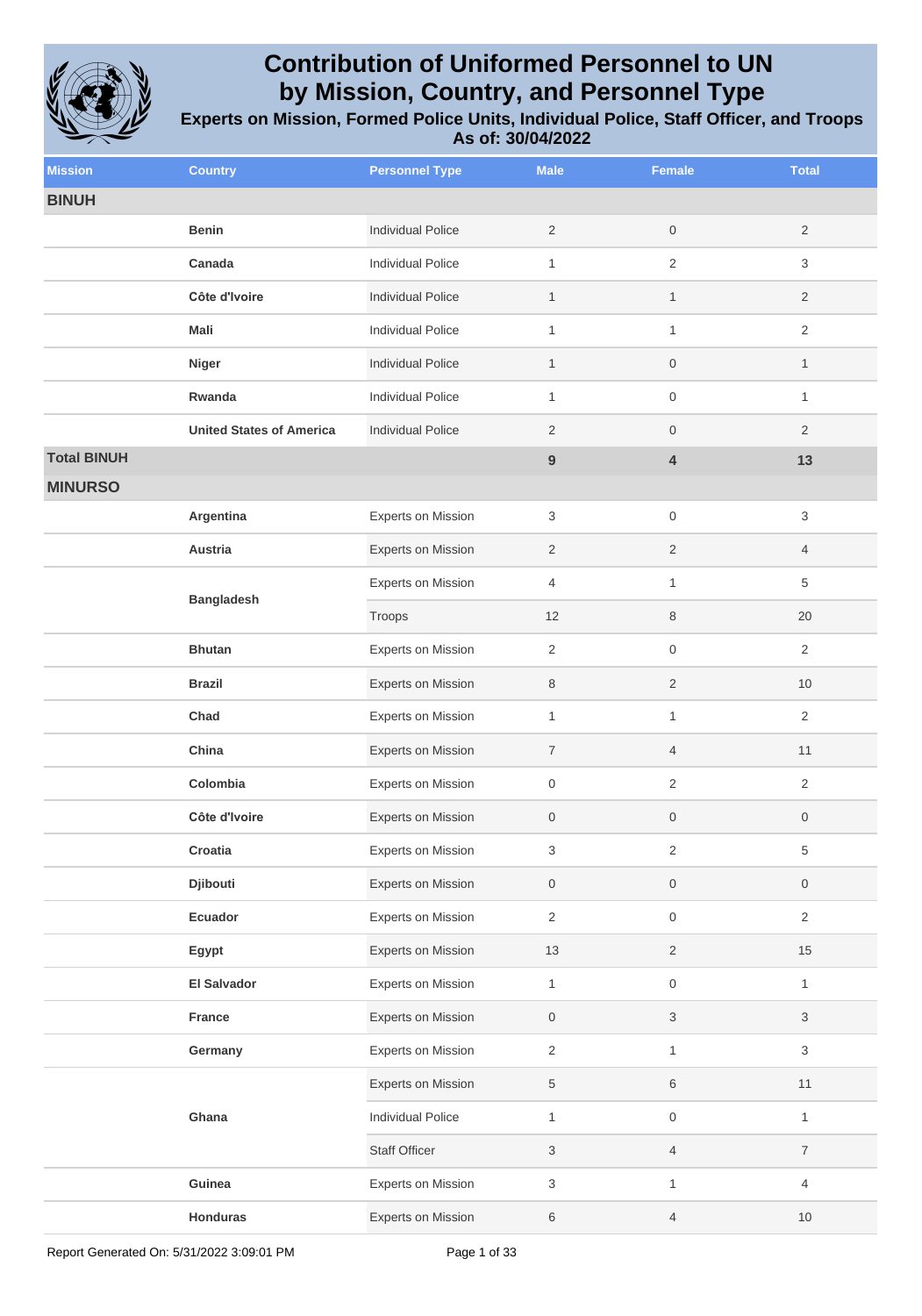# Contribution of Uniformed Personnel to UN by Mission, Country, and Personnel Type

### Experients on Mission, Formed Police Units, Individual Police, Staff Officer, and Troops

### As of: 30/04/2022

| Mission | Country | Personnel Type | Male | Female | Total |
|---|---|---|---|---|---|
| **BINUH** | | | | | |
| | **Benin** | Individual Police | 2 | 0 | 2 |
| | **Canada** | Individual Police | 1 | 2 | 3 |
| | **Côte d'Ivoire** | Individual Police | 1 | 1 | 2 |
| | **Mali** | Individual Police | 1 | 1 | 2 |
| | **Niger** | Individual Police | 1 | 0 | 1 |
| | **Rwanda** | Individual Police | 1 | 0 | 1 |
| | **United States of America** | Individual Police | 2 | 0 | 2 |
| **Total BINUH** | | | **9** | **4** | **13** |
| **MINURSO** | | | | | |
| | **Argentina** | Experts on Mission | 3 | 0 | 3 |
| | **Austria** | Experts on Mission | 2 | 2 | 4 |
| | **Bangladesh** | Experts on Mission | 4 | 1 | 5 |
| | | Troops | 12 | 8 | 20 |
| | **Bhutan** | Experts on Mission | 2 | 0 | 2 |
| | **Brazil** | Experts on Mission | 8 | 2 | 10 |
| | **Chad** | Experts on Mission | 1 | 1 | 2 |
| | **China** | Experts on Mission | 7 | 4 | 11 |
| | **Colombia** | Experts on Mission | 0 | 2 | 2 |
| | **Côte d'Ivoire** | Experts on Mission | 0 | 0 | 0 |
| | **Croatia** | Experts on Mission | 3 | 2 | 5 |
| | **Djibouti** | Experts on Mission | 0 | 0 | 0 |
| | **Ecuador** | Experts on Mission | 2 | 0 | 2 |
| | **Egypt** | Experts on Mission | 13 | 2 | 15 |
| | **El Salvador** | Experts on Mission | 1 | 0 | 1 |
| | **France** | Experts on Mission | 0 | 3 | 3 |
| | **Germany** | Experts on Mission | 2 | 1 | 3 |
| | **Ghana** | Experts on Mission | 5 | 6 | 11 |
| | | Individual Police | 1 | 0 | 1 |
| | | Staff Officer | 3 | 4 | 7 |
| | **Guinea** | Experts on Mission | 3 | 1 | 4 |
| | **Honduras** | Experts on Mission | 6 | 4 | 10 |

Report Generated On: 5/31/2022 3:09:01 PM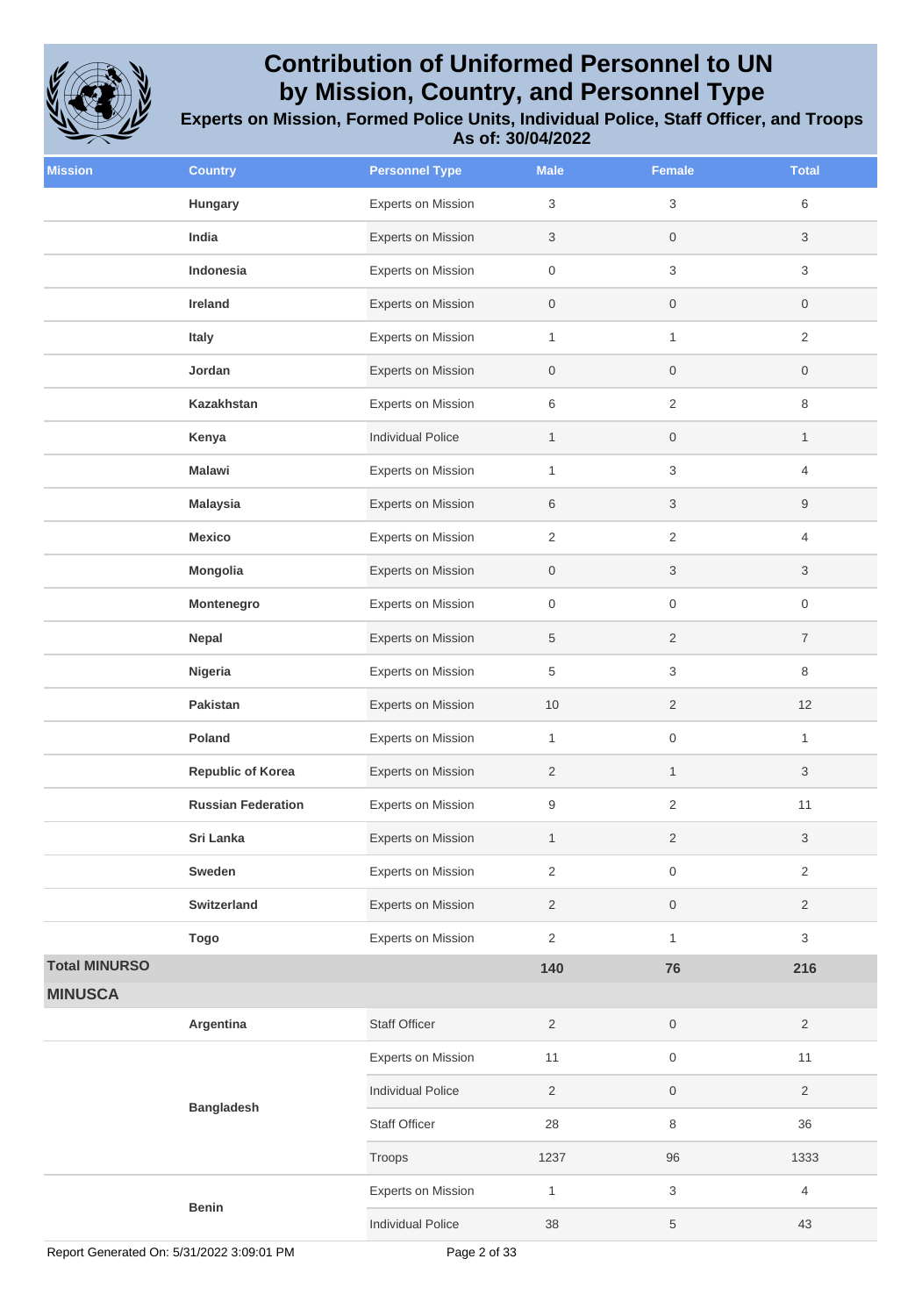# Contribution of Uniformed Personnel to UN by Mission, Country, and Personnel Type

### Experts on Mission, Formed Police Units, Individual Police, Staff Officer, and Troops

### As of: 30/04/2022

| Mission | Country | Personnel Type | Male | Female | Total |
|---|---|---|---|---|---|
| | **Hungary** | Experts on Mission | 3 | 3 | 6 |
| | **India** | Experts on Mission | 3 | 0 | 3 |
| | **Indonesia** | Experts on Mission | 0 | 3 | 3 |
| | **Ireland** | Experts on Mission | 0 | 0 | 0 |
| | **Italy** | Experts on Mission | 1 | 1 | 2 |
| | **Jordan** | Experts on Mission | 0 | 0 | 0 |
| | **Kazakhstan** | Experts on Mission | 6 | 2 | 8 |
| | **Kenya** | Individual Police | 1 | 0 | 1 |
| | **Malawi** | Experts on Mission | 1 | 3 | 4 |
| | **Malaysia** | Experts on Mission | 6 | 3 | 9 |
| | **Mexico** | Experts on Mission | 2 | 2 | 4 |
| | **Mongolia** | Experts on Mission | 0 | 3 | 3 |
| | **Montenegro** | Experts on Mission | 0 | 0 | 0 |
| | **Nepal** | Experts on Mission | 5 | 2 | 7 |
| | **Nigeria** | Experts on Mission | 5 | 3 | 8 |
| | **Pakistan** | Experts on Mission | 10 | 2 | 12 |
| | **Poland** | Experts on Mission | 1 | 0 | 1 |
| | **Republic of Korea** | Experts on Mission | 2 | 1 | 3 |
| | **Russian Federation** | Experts on Mission | 9 | 2 | 11 |
| | **Sri Lanka** | Experts on Mission | 1 | 2 | 3 |
| | **Sweden** | Experts on Mission | 2 | 0 | 2 |
| | **Switzerland** | Experts on Mission | 2 | 0 | 2 |
| | **Togo** | Experts on Mission | 2 | 1 | 3 |
| **Total MINURSO** | | | **140** | **76** | **216** |
| **MINUSCA** | | | | | |
| | **Argentina** | Staff Officer | 2 | 0 | 2 |
| | **Bangladesh** | Experts on Mission | 11 | 0 | 11 |
| | | Individual Police | 2 | 0 | 2 |
| | | Staff Officer | 28 | 8 | 36 |
| | | Troops | 1237 | 96 | 1333 |
| | **Benin** | Experts on Mission | 1 | 3 | 4 |
| | | Individual Police | 38 | 5 | 43 |

Report Generated On: 5/31/2022 3:09:01 PM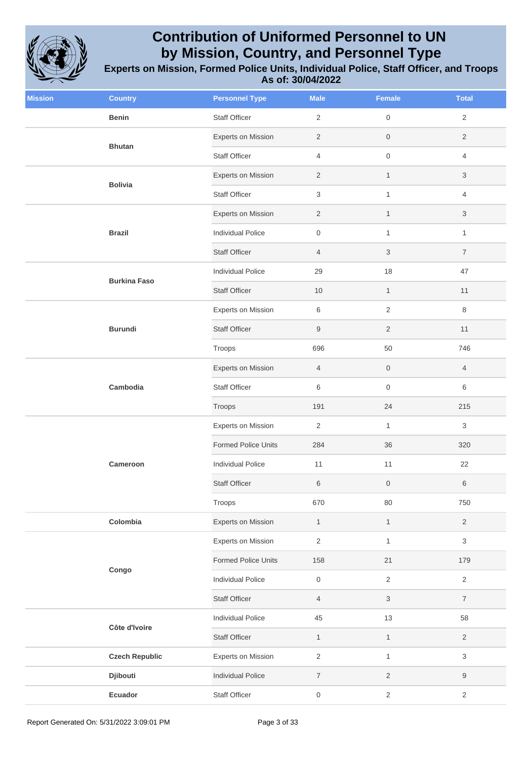# Contribution of Uniformed Personnel to UN by Mission, Country, and Personnel Type

## Experts on Mission, Formed Police Units, Individual Police, Staff Officer, and Troops

**As of: 30/04/2022**

| Mission | Country | Personnel Type | Male | Female | Total |
|---|---|---|---|---|---|
| | **Benin** | Staff Officer | 2 | 0 | 2 |
| | **Bhutan** | Experts on Mission | 2 | 0 | 2 |
| | | Staff Officer | 4 | 0 | 4 |
| | **Bolivia** | Experts on Mission | 2 | 1 | 3 |
| | | Staff Officer | 3 | 1 | 4 |
| | **Brazil** | Experts on Mission | 2 | 1 | 3 |
| | | Individual Police | 0 | 1 | 1 |
| | | Staff Officer | 4 | 3 | 7 |
| | **Burkina Faso** | Individual Police | 29 | 18 | 47 |
| | | Staff Officer | 10 | 1 | 11 |
| | **Burundi** | Experts on Mission | 6 | 2 | 8 |
| | | Staff Officer | 9 | 2 | 11 |
| | | Troops | 696 | 50 | 746 |
| | **Cambodia** | Experts on Mission | 4 | 0 | 4 |
| | | Staff Officer | 6 | 0 | 6 |
| | | Troops | 191 | 24 | 215 |
| | **Cameroon** | Experts on Mission | 2 | 1 | 3 |
| | | Formed Police Units | 284 | 36 | 320 |
| | | Individual Police | 11 | 11 | 22 |
| | | Staff Officer | 6 | 0 | 6 |
| | | Troops | 670 | 80 | 750 |
| | **Colombia** | Experts on Mission | 1 | 1 | 2 |
| | **Congo** | Experts on Mission | 2 | 1 | 3 |
| | | Formed Police Units | 158 | 21 | 179 |
| | | Individual Police | 0 | 2 | 2 |
| | | Staff Officer | 4 | 3 | 7 |
| | **Côte d'Ivoire** | Individual Police | 45 | 13 | 58 |
| | | Staff Officer | 1 | 1 | 2 |
| | **Czech Republic** | Experts on Mission | 2 | 1 | 3 |
| | **Djibouti** | Individual Police | 7 | 2 | 9 |
| | **Ecuador** | Staff Officer | 0 | 2 | 2 |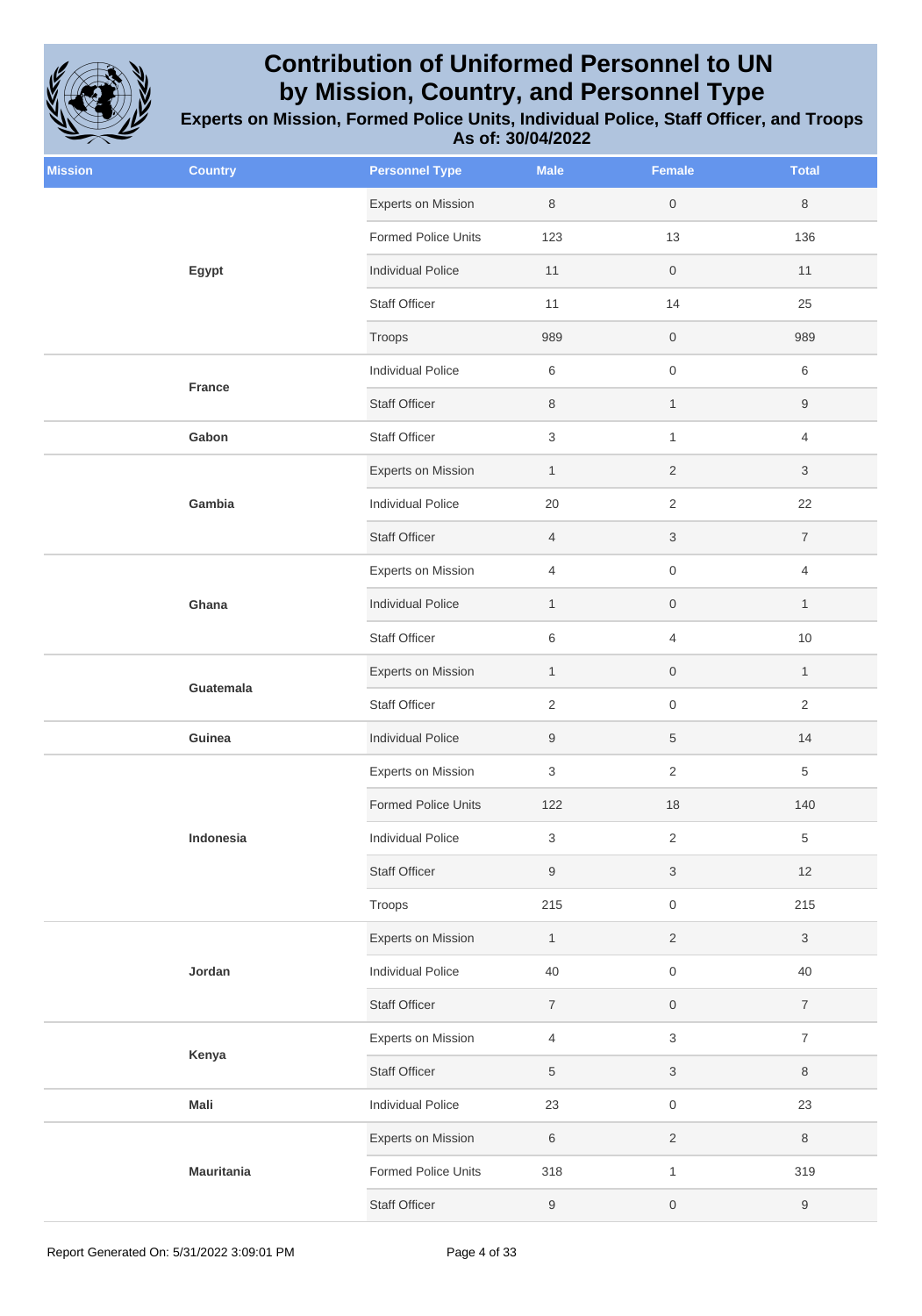# Contribution of Uniformed Personnel to UN by Mission, Country, and Personnel Type

## Experts on Mission, Formed Police Units, Individual Police, Staff Officer, and Troops

### As of: 30/04/2022

| Mission | Country | Personnel Type | Male | Female | Total |
|---|---|---|---|---|---|
| | Egypt | Experts on Mission | 8 | 0 | 8 |
| | | Formed Police Units | 123 | 13 | 136 |
| | | Individual Police | 11 | 0 | 11 |
| | | Staff Officer | 11 | 14 | 25 |
| | | Troops | 989 | 0 | 989 |
| | France | Individual Police | 6 | 0 | 6 |
| | | Staff Officer | 8 | 1 | 9 |
| | Gabon | Staff Officer | 3 | 1 | 4 |
| | Gambia | Experts on Mission | 1 | 2 | 3 |
| | | Individual Police | 20 | 2 | 22 |
| | | Staff Officer | 4 | 3 | 7 |
| | Ghana | Experts on Mission | 4 | 0 | 4 |
| | | Individual Police | 1 | 0 | 1 |
| | | Staff Officer | 6 | 4 | 10 |
| | Guatemala | Experts on Mission | 1 | 0 | 1 |
| | | Staff Officer | 2 | 0 | 2 |
| | Guinea | Individual Police | 9 | 5 | 14 |
| | Indonesia | Experts on Mission | 3 | 2 | 5 |
| | | Formed Police Units | 122 | 18 | 140 |
| | | Individual Police | 3 | 2 | 5 |
| | | Staff Officer | 9 | 3 | 12 |
| | | Troops | 215 | 0 | 215 |
| | Jordan | Experts on Mission | 1 | 2 | 3 |
| | | Individual Police | 40 | 0 | 40 |
| | | Staff Officer | 7 | 0 | 7 |
| | Kenya | Experts on Mission | 4 | 3 | 7 |
| | | Staff Officer | 5 | 3 | 8 |
| | Mali | Individual Police | 23 | 0 | 23 |
| | Mauritania | Experts on Mission | 6 | 2 | 8 |
| | | Formed Police Units | 318 | 1 | 319 |
| | | Staff Officer | 9 | 0 | 9 |

Report Generated On: 5/31/2022 3:09:01 PM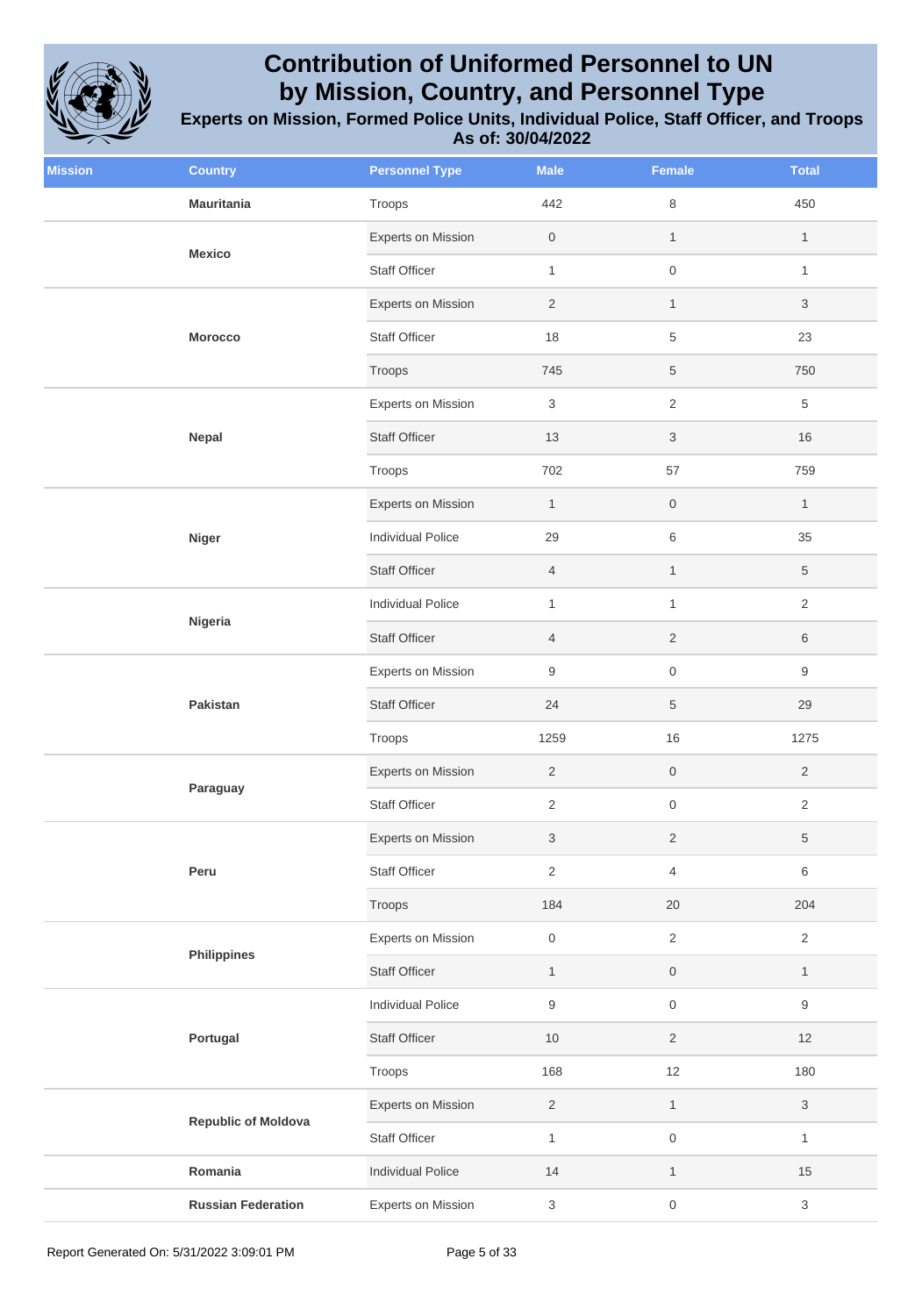# Contribution of Uniformed Personnel to UN by Mission, Country, and Personnel Type

## Experts on Mission, Formed Police Units, Individual Police, Staff Officer, and Troops

### As of: 30/04/2022

| Mission | Country | Personnel Type | Male | Female | Total |
|---|---|---|---|---|---|
| | **Mauritania** | Troops | 442 | 8 | 450 |
| | **Mexico** | Experts on Mission | 0 | 1 | 1 |
| | | Staff Officer | 1 | 0 | 1 |
| | **Morocco** | Experts on Mission | 2 | 1 | 3 |
| | | Staff Officer | 18 | 5 | 23 |
| | | Troops | 745 | 5 | 750 |
| | **Nepal** | Experts on Mission | 3 | 2 | 5 |
| | | Staff Officer | 13 | 3 | 16 |
| | | Troops | 702 | 57 | 759 |
| | **Niger** | Experts on Mission | 1 | 0 | 1 |
| | | Individual Police | 29 | 6 | 35 |
| | | Staff Officer | 4 | 1 | 5 |
| | **Nigeria** | Individual Police | 1 | 1 | 2 |
| | | Staff Officer | 4 | 2 | 6 |
| | **Pakistan** | Experts on Mission | 9 | 0 | 9 |
| | | Staff Officer | 24 | 5 | 29 |
| | | Troops | 1259 | 16 | 1275 |
| | **Paraguay** | Experts on Mission | 2 | 0 | 2 |
| | | Staff Officer | 2 | 0 | 2 |
| | **Peru** | Experts on Mission | 3 | 2 | 5 |
| | | Staff Officer | 2 | 4 | 6 |
| | | Troops | 184 | 20 | 204 |
| | **Philippines** | Experts on Mission | 0 | 2 | 2 |
| | | Staff Officer | 1 | 0 | 1 |
| | **Portugal** | Individual Police | 9 | 0 | 9 |
| | | Staff Officer | 10 | 2 | 12 |
| | | Troops | 168 | 12 | 180 |
| | **Republic of Moldova** | Experts on Mission | 2 | 1 | 3 |
| | | Staff Officer | 1 | 0 | 1 |
| | **Romania** | Individual Police | 14 | 1 | 15 |
| | **Russian Federation** | Experts on Mission | 3 | 0 | 3 |

Report Generated On: 5/31/2022 3:09:01 PM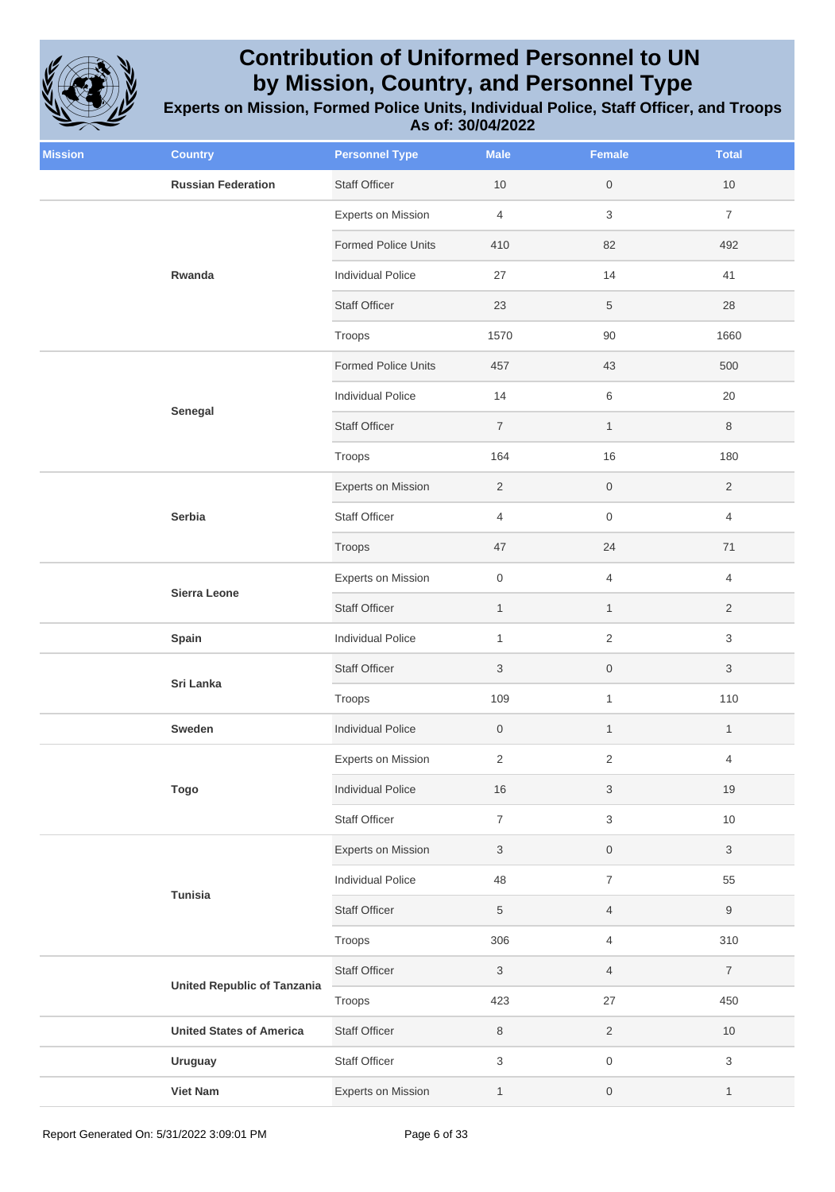# Contribution of Uniformed Personnel to UN by Mission, Country, and Personnel Type

## Experts on Mission, Formed Police Units, Individual Police, Staff Officer, and Troops

### As of: 30/04/2022

| Mission | Country | Personnel Type | Male | Female | Total |
|---|---|---|---|---|---|
| | Russian Federation | Staff Officer | 10 | 0 | 10 |
| | Rwanda | Experts on Mission | 4 | 3 | 7 |
| | | Formed Police Units | 410 | 82 | 492 |
| | | Individual Police | 27 | 14 | 41 |
| | | Staff Officer | 23 | 5 | 28 |
| | | Troops | 1570 | 90 | 1660 |
| | Senegal | Formed Police Units | 457 | 43 | 500 |
| | | Individual Police | 14 | 6 | 20 |
| | | Staff Officer | 7 | 1 | 8 |
| | | Troops | 164 | 16 | 180 |
| | Serbia | Experts on Mission | 2 | 0 | 2 |
| | | Staff Officer | 4 | 0 | 4 |
| | | Troops | 47 | 24 | 71 |
| | Sierra Leone | Experts on Mission | 0 | 4 | 4 |
| | | Staff Officer | 1 | 1 | 2 |
| | Spain | Individual Police | 1 | 2 | 3 |
| | Sri Lanka | Staff Officer | 3 | 0 | 3 |
| | | Troops | 109 | 1 | 110 |
| | Sweden | Individual Police | 0 | 1 | 1 |
| | Togo | Experts on Mission | 2 | 2 | 4 |
| | | Individual Police | 16 | 3 | 19 |
| | | Staff Officer | 7 | 3 | 10 |
| | Tunisia | Experts on Mission | 3 | 0 | 3 |
| | | Individual Police | 48 | 7 | 55 |
| | | Staff Officer | 5 | 4 | 9 |
| | | Troops | 306 | 4 | 310 |
| | United Republic of Tanzania | Staff Officer | 3 | 4 | 7 |
| | | Troops | 423 | 27 | 450 |
| | United States of America | Staff Officer | 8 | 2 | 10 |
| | Uruguay | Staff Officer | 3 | 0 | 3 |
| | Viet Nam | Experts on Mission | 1 | 0 | 1 |

Report Generated On: 5/31/2022 3:09:01 PM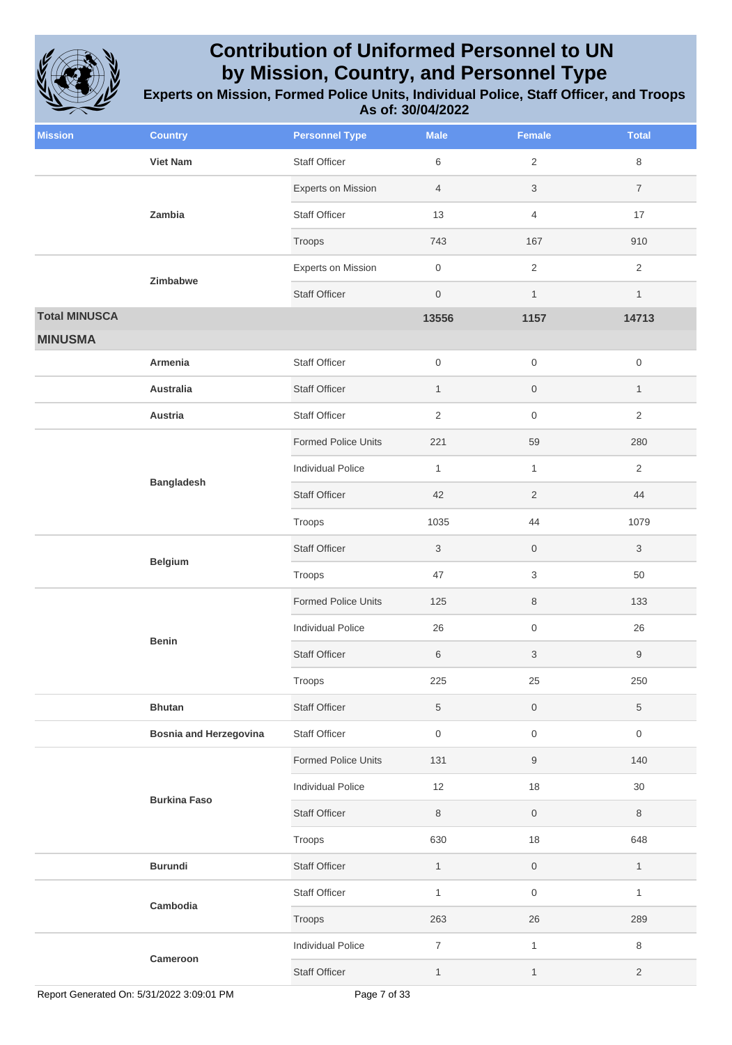# Contribution of Uniformed Personnel to UN by Mission, Country, and Personnel Type

## Experts on Mission, Formed Police Units, Individual Police, Staff Officer, and Troops

### As of: 30/04/2022

| Mission | Country | Personnel Type | Male | Female | Total |
|---|---|---|---|---|---|
| | Viet Nam | Staff Officer | 6 | 2 | 8 |
| | Zambia | Experts on Mission | 4 | 3 | 7 |
| | | Staff Officer | 13 | 4 | 17 |
| | | Troops | 743 | 167 | 910 |
| | Zimbabwe | Experts on Mission | 0 | 2 | 2 |
| | | Staff Officer | 0 | 1 | 1 |
| **Total MINUSCA** | | | **13556** | **1157** | **14713** |
| **MINUSMA** | | | | | |
| | Armenia | Staff Officer | 0 | 0 | 0 |
| | Australia | Staff Officer | 1 | 0 | 1 |
| | Austria | Staff Officer | 2 | 0 | 2 |
| | Bangladesh | Formed Police Units | 221 | 59 | 280 |
| | | Individual Police | 1 | 1 | 2 |
| | | Staff Officer | 42 | 2 | 44 |
| | | Troops | 1035 | 44 | 1079 |
| | Belgium | Staff Officer | 3 | 0 | 3 |
| | | Troops | 47 | 3 | 50 |
| | Benin | Formed Police Units | 125 | 8 | 133 |
| | | Individual Police | 26 | 0 | 26 |
| | | Staff Officer | 6 | 3 | 9 |
| | | Troops | 225 | 25 | 250 |
| | Bhutan | Staff Officer | 5 | 0 | 5 |
| | Bosnia and Herzegovina | Staff Officer | 0 | 0 | 0 |
| | Burkina Faso | Formed Police Units | 131 | 9 | 140 |
| | | Individual Police | 12 | 18 | 30 |
| | | Staff Officer | 8 | 0 | 8 |
| | | Troops | 630 | 18 | 648 |
| | Burundi | Staff Officer | 1 | 0 | 1 |
| | Cambodia | Staff Officer | 1 | 0 | 1 |
| | | Troops | 263 | 26 | 289 |
| | Cameroon | Individual Police | 7 | 1 | 8 |
| | | Staff Officer | 1 | 1 | 2 |

Report Generated On: 5/31/2022 3:09:01 PM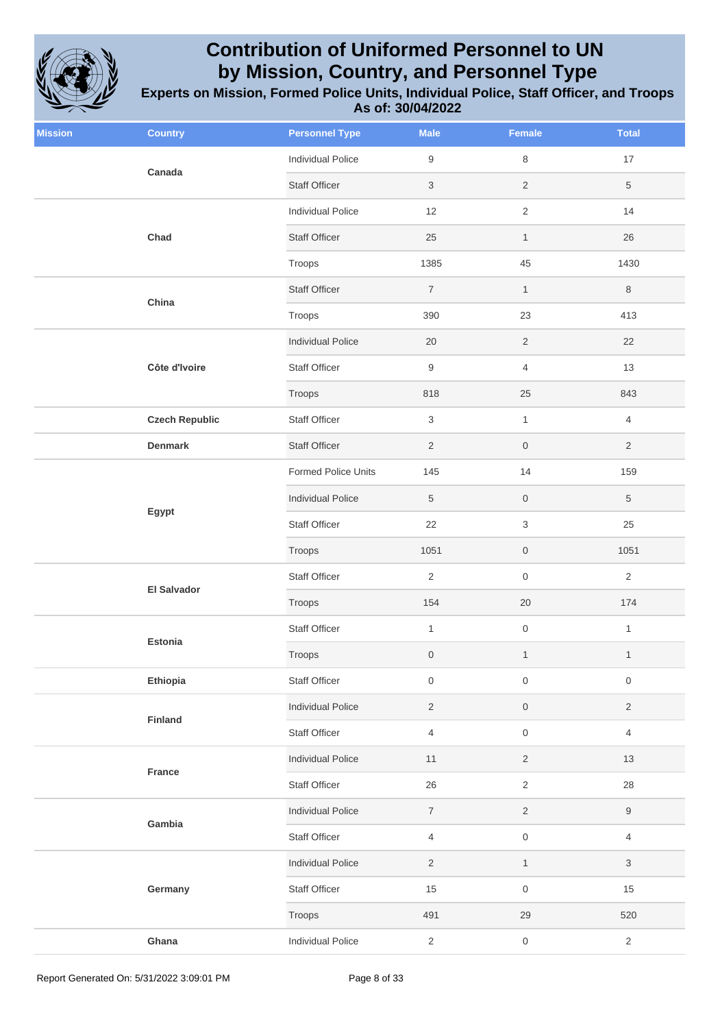# Contribution of Uniformed Personnel to UN by Mission, Country, and Personnel Type

**Experts on Mission, Formed Police Units, Individual Police, Staff Officer, and Troops**
**As of: 30/04/2022**

| Mission | Country | Personnel Type | Male | Female | Total |
|---|---|---|---|---|---|
| | Canada | Individual Police | 9 | 8 | 17 |
| | | Staff Officer | 3 | 2 | 5 |
| | Chad | Individual Police | 12 | 2 | 14 |
| | | Staff Officer | 25 | 1 | 26 |
| | | Troops | 1385 | 45 | 1430 |
| | China | Staff Officer | 7 | 1 | 8 |
| | | Troops | 390 | 23 | 413 |
| | Côte d'Ivoire | Individual Police | 20 | 2 | 22 |
| | | Staff Officer | 9 | 4 | 13 |
| | | Troops | 818 | 25 | 843 |
| | Czech Republic | Staff Officer | 3 | 1 | 4 |
| | Denmark | Staff Officer | 2 | 0 | 2 |
| | Egypt | Formed Police Units | 145 | 14 | 159 |
| | | Individual Police | 5 | 0 | 5 |
| | | Staff Officer | 22 | 3 | 25 |
| | | Troops | 1051 | 0 | 1051 |
| | El Salvador | Staff Officer | 2 | 0 | 2 |
| | | Troops | 154 | 20 | 174 |
| | Estonia | Staff Officer | 1 | 0 | 1 |
| | | Troops | 0 | 1 | 1 |
| | Ethiopia | Staff Officer | 0 | 0 | 0 |
| | Finland | Individual Police | 2 | 0 | 2 |
| | | Staff Officer | 4 | 0 | 4 |
| | France | Individual Police | 11 | 2 | 13 |
| | | Staff Officer | 26 | 2 | 28 |
| | Gambia | Individual Police | 7 | 2 | 9 |
| | | Staff Officer | 4 | 0 | 4 |
| | Germany | Individual Police | 2 | 1 | 3 |
| | | Staff Officer | 15 | 0 | 15 |
| | | Troops | 491 | 29 | 520 |
| | Ghana | Individual Police | 2 | 0 | 2 |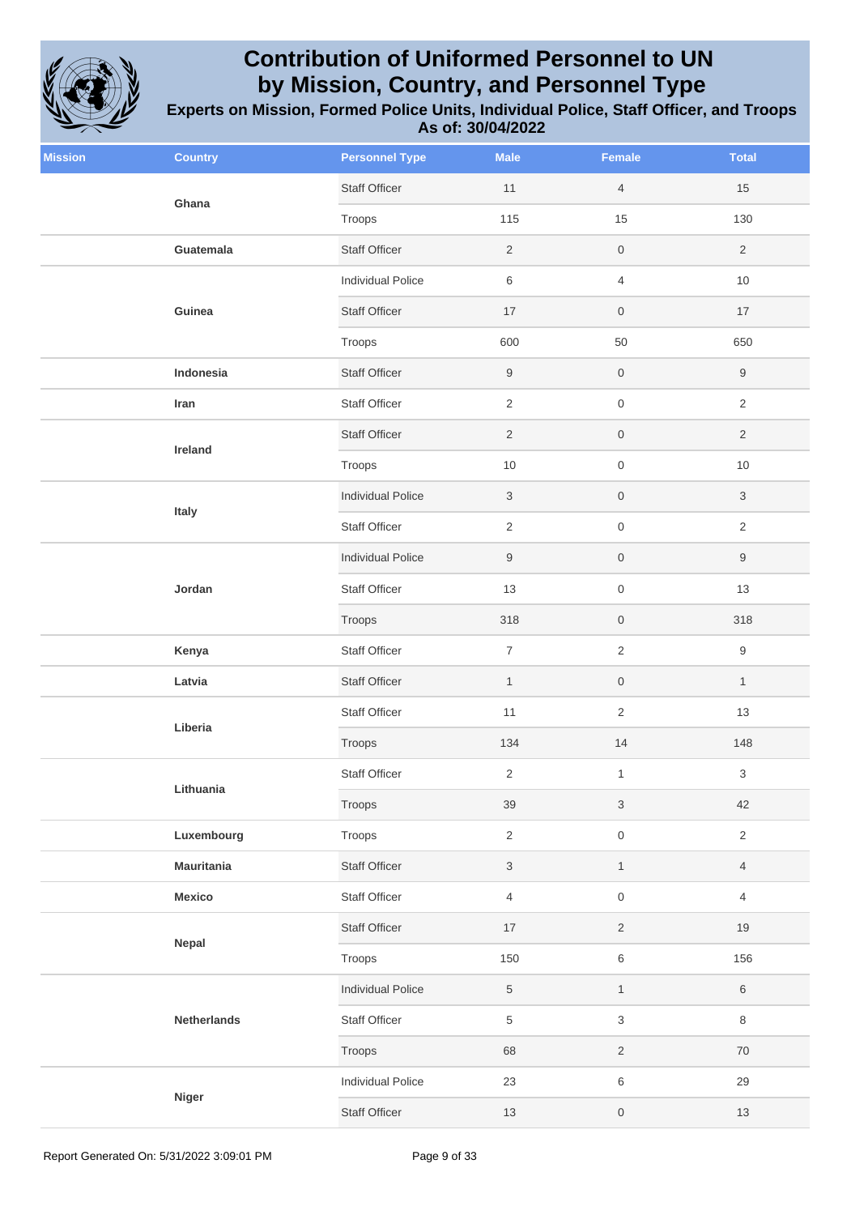# Contribution of Uniformed Personnel to UN by Mission, Country, and Personnel Type

## Experts on Mission, Formed Police Units, Individual Police, Staff Officer, and Troops

## As of: 30/04/2022

| Mission | Country | Personnel Type | Male | Female | Total |
|---|---|---|---|---|---|
| | Ghana | Staff Officer | 11 | 4 | 15 |
| | | Troops | 115 | 15 | 130 |
| | Guatemala | Staff Officer | 2 | 0 | 2 |
| | Guinea | Individual Police | 6 | 4 | 10 |
| | | Staff Officer | 17 | 0 | 17 |
| | | Troops | 600 | 50 | 650 |
| | Indonesia | Staff Officer | 9 | 0 | 9 |
| | Iran | Staff Officer | 2 | 0 | 2 |
| | Ireland | Staff Officer | 2 | 0 | 2 |
| | | Troops | 10 | 0 | 10 |
| | Italy | Individual Police | 3 | 0 | 3 |
| | | Staff Officer | 2 | 0 | 2 |
| | Jordan | Individual Police | 9 | 0 | 9 |
| | | Staff Officer | 13 | 0 | 13 |
| | | Troops | 318 | 0 | 318 |
| | Kenya | Staff Officer | 7 | 2 | 9 |
| | Latvia | Staff Officer | 1 | 0 | 1 |
| | Liberia | Staff Officer | 11 | 2 | 13 |
| | | Troops | 134 | 14 | 148 |
| | Lithuania | Staff Officer | 2 | 1 | 3 |
| | | Troops | 39 | 3 | 42 |
| | Luxembourg | Troops | 2 | 0 | 2 |
| | Mauritania | Staff Officer | 3 | 1 | 4 |
| | Mexico | Staff Officer | 4 | 0 | 4 |
| | Nepal | Staff Officer | 17 | 2 | 19 |
| | | Troops | 150 | 6 | 156 |
| | Netherlands | Individual Police | 5 | 1 | 6 |
| | | Staff Officer | 5 | 3 | 8 |
| | | Troops | 68 | 2 | 70 |
| | Niger | Individual Police | 23 | 6 | 29 |
| | | Staff Officer | 13 | 0 | 13 |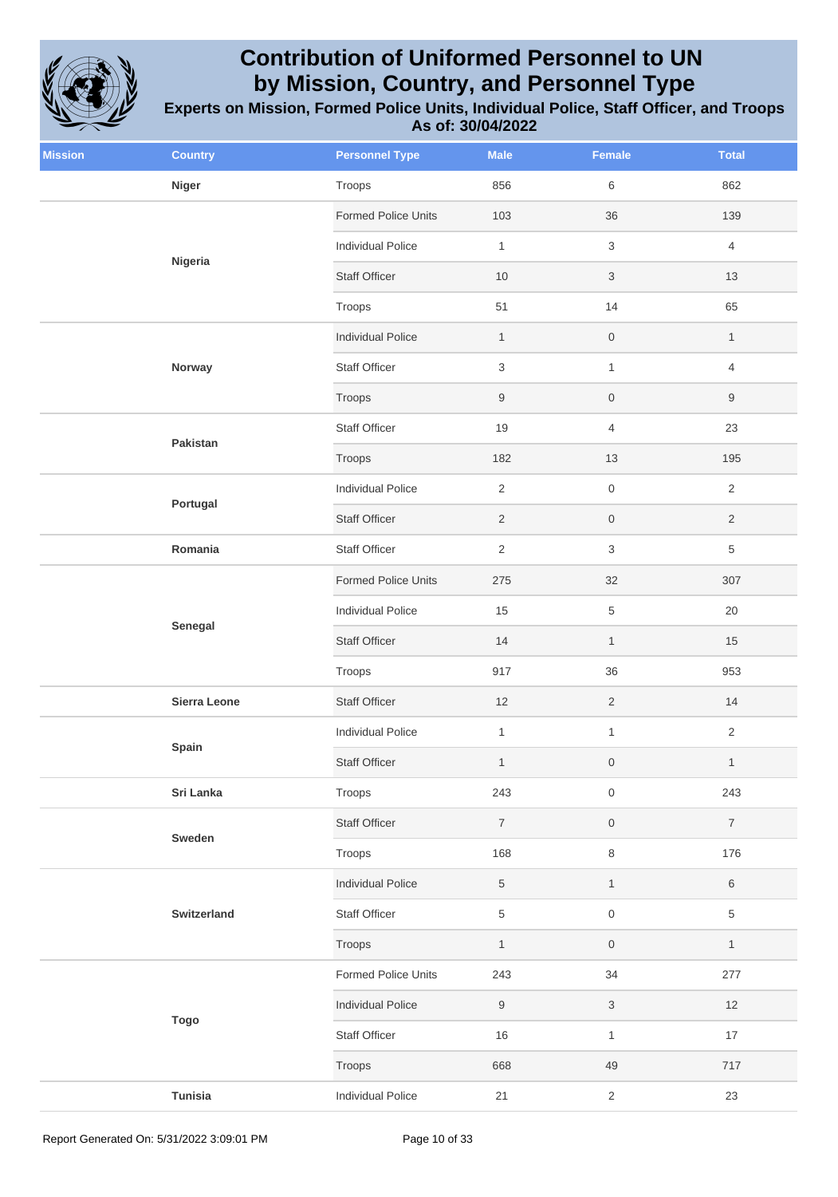# Contribution of Uniformed Personnel to UN by Mission, Country, and Personnel Type

### Experients on Mission, Formed Police Units, Individual Police, Staff Officer, and Troops

### As of: 30/04/2022

| Mission | Country | Personnel Type | Male | Female | Total |
|---|---|---|---|---|---|
| | Niger | Troops | 856 | 6 | 862 |
| | Nigeria | Formed Police Units | 103 | 36 | 139 |
| | | Individual Police | 1 | 3 | 4 |
| | | Staff Officer | 10 | 3 | 13 |
| | | Troops | 51 | 14 | 65 |
| | Norway | Individual Police | 1 | 0 | 1 |
| | | Staff Officer | 3 | 1 | 4 |
| | | Troops | 9 | 0 | 9 |
| | Pakistan | Staff Officer | 19 | 4 | 23 |
| | | Troops | 182 | 13 | 195 |
| | Portugal | Individual Police | 2 | 0 | 2 |
| | | Staff Officer | 2 | 0 | 2 |
| | Romania | Staff Officer | 2 | 3 | 5 |
| | Senegal | Formed Police Units | 275 | 32 | 307 |
| | | Individual Police | 15 | 5 | 20 |
| | | Staff Officer | 14 | 1 | 15 |
| | | Troops | 917 | 36 | 953 |
| | Sierra Leone | Staff Officer | 12 | 2 | 14 |
| | Spain | Individual Police | 1 | 1 | 2 |
| | | Staff Officer | 1 | 0 | 1 |
| | Sri Lanka | Troops | 243 | 0 | 243 |
| | Sweden | Staff Officer | 7 | 0 | 7 |
| | | Troops | 168 | 8 | 176 |
| | Switzerland | Individual Police | 5 | 1 | 6 |
| | | Staff Officer | 5 | 0 | 5 |
| | | Troops | 1 | 0 | 1 |
| | Togo | Formed Police Units | 243 | 34 | 277 |
| | | Individual Police | 9 | 3 | 12 |
| | | Staff Officer | 16 | 1 | 17 |
| | | Troops | 668 | 49 | 717 |
| | Tunisia | Individual Police | 21 | 2 | 23 |

Report Generated On: 5/31/2022 3:09:01 PM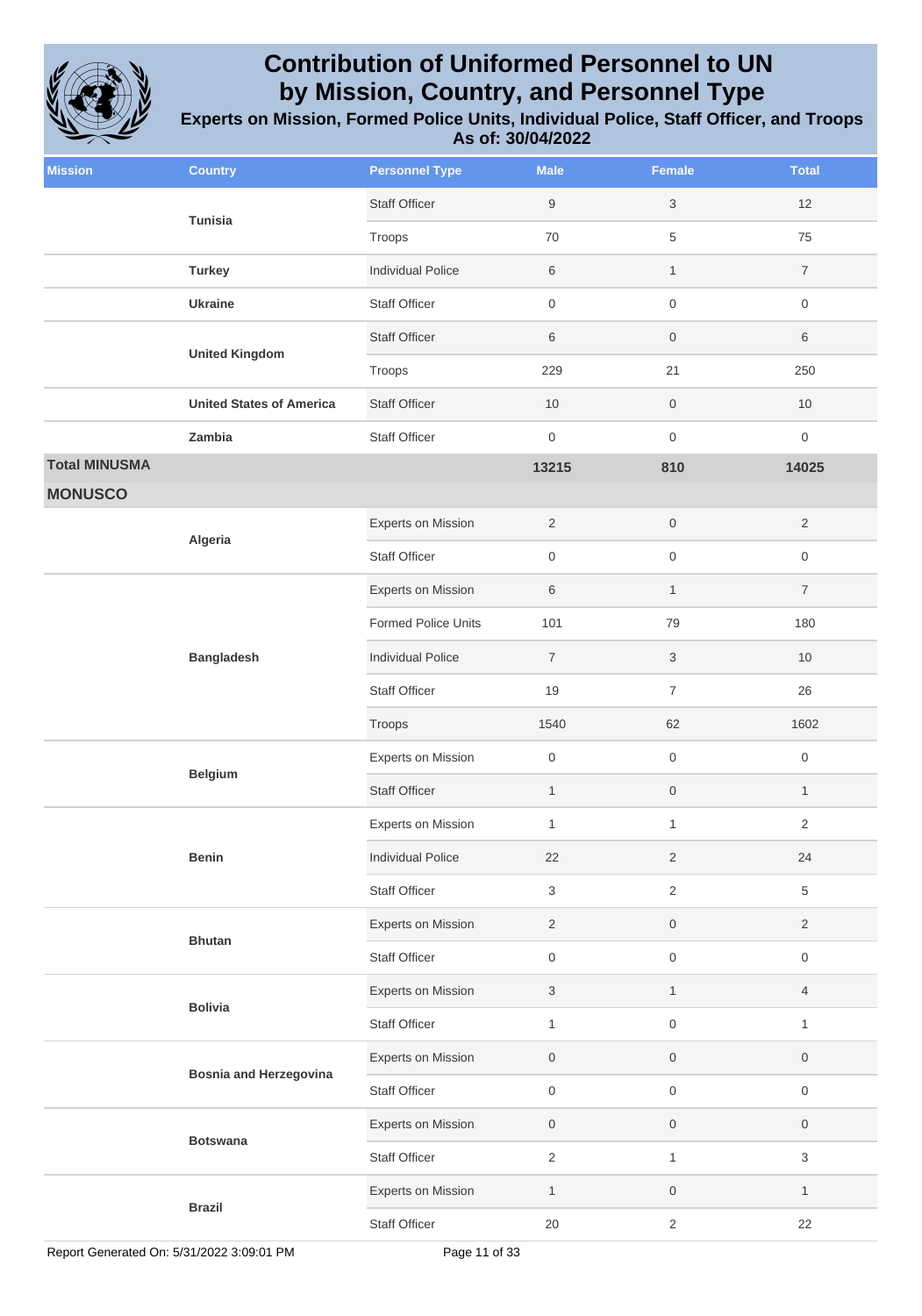# Contribution of Uniformed Personnel to UN by Mission, Country, and Personnel Type

### Experts on Mission, Formed Police Units, Individual Police, Staff Officer, and Troops

### As of: 30/04/2022

| Mission | Country | Personnel Type | Male | Female | Total |
|---|---|---|---|---|---|
| | **Tunisia** | Staff Officer | 9 | 3 | 12 |
| | | Troops | 70 | 5 | 75 |
| | **Turkey** | Individual Police | 6 | 1 | 7 |
| | **Ukraine** | Staff Officer | 0 | 0 | 0 |
| | **United Kingdom** | Staff Officer | 6 | 0 | 6 |
| | | Troops | 229 | 21 | 250 |
| | **United States of America** | Staff Officer | 10 | 0 | 10 |
| | **Zambia** | Staff Officer | 0 | 0 | 0 |
| **Total MINUSMA** | | | **13215** | **810** | **14025** |
| **MONUSCO** | | | | | |
| | **Algeria** | Experts on Mission | 2 | 0 | 2 |
| | | Staff Officer | 0 | 0 | 0 |
| | **Bangladesh** | Experts on Mission | 6 | 1 | 7 |
| | | Formed Police Units | 101 | 79 | 180 |
| | | Individual Police | 7 | 3 | 10 |
| | | Staff Officer | 19 | 7 | 26 |
| | | Troops | 1540 | 62 | 1602 |
| | **Belgium** | Experts on Mission | 0 | 0 | 0 |
| | | Staff Officer | 1 | 0 | 1 |
| | **Benin** | Experts on Mission | 1 | 1 | 2 |
| | | Individual Police | 22 | 2 | 24 |
| | | Staff Officer | 3 | 2 | 5 |
| | **Bhutan** | Experts on Mission | 2 | 0 | 2 |
| | | Staff Officer | 0 | 0 | 0 |
| | **Bolivia** | Experts on Mission | 3 | 1 | 4 |
| | | Staff Officer | 1 | 0 | 1 |
| | **Bosnia and Herzegovina** | Experts on Mission | 0 | 0 | 0 |
| | | Staff Officer | 0 | 0 | 0 |
| | **Botswana** | Experts on Mission | 0 | 0 | 0 |
| | | Staff Officer | 2 | 1 | 3 |
| | **Brazil** | Experts on Mission | 1 | 0 | 1 |
| | | Staff Officer | 20 | 2 | 22 |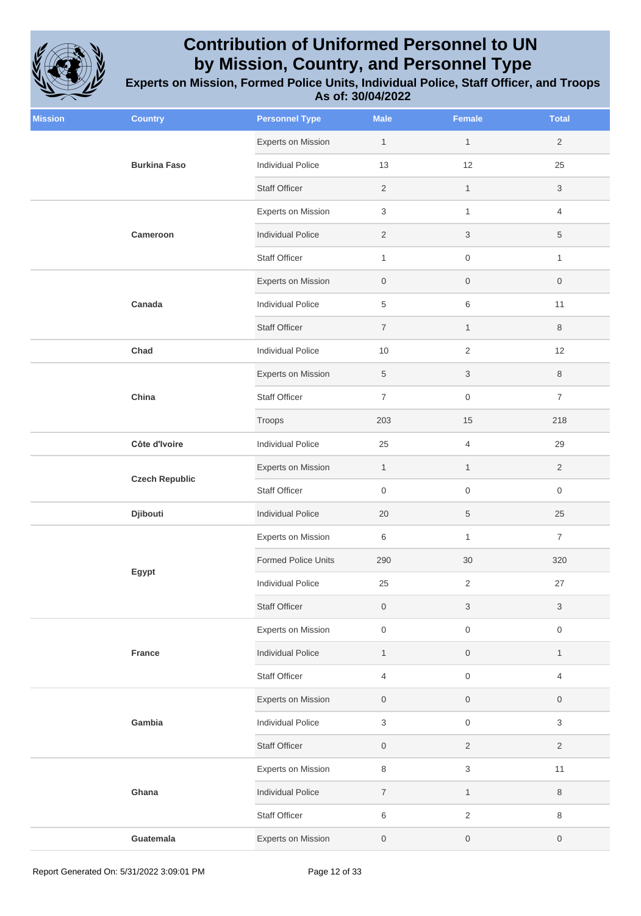# Contribution of Uniformed Personnel to UN by Mission, Country, and Personnel Type

**Experts on Mission, Formed Police Units, Individual Police, Staff Officer, and Troops**
**As of: 30/04/2022**

| Mission | Country | Personnel Type | Male | Female | Total |
|---|---|---|---|---|---|
| | **Burkina Faso** | Experts on Mission | 1 | 1 | 2 |
| | | Individual Police | 13 | 12 | 25 |
| | | Staff Officer | 2 | 1 | 3 |
| | **Cameroon** | Experts on Mission | 3 | 1 | 4 |
| | | Individual Police | 2 | 3 | 5 |
| | | Staff Officer | 1 | 0 | 1 |
| | **Canada** | Experts on Mission | 0 | 0 | 0 |
| | | Individual Police | 5 | 6 | 11 |
| | | Staff Officer | 7 | 1 | 8 |
| | **Chad** | Individual Police | 10 | 2 | 12 |
| | **China** | Experts on Mission | 5 | 3 | 8 |
| | | Staff Officer | 7 | 0 | 7 |
| | | Troops | 203 | 15 | 218 |
| | **Côte d'Ivoire** | Individual Police | 25 | 4 | 29 |
| | **Czech Republic** | Experts on Mission | 1 | 1 | 2 |
| | | Staff Officer | 0 | 0 | 0 |
| | **Djibouti** | Individual Police | 20 | 5 | 25 |
| | **Egypt** | Experts on Mission | 6 | 1 | 7 |
| | | Formed Police Units | 290 | 30 | 320 |
| | | Individual Police | 25 | 2 | 27 |
| | | Staff Officer | 0 | 3 | 3 |
| | **France** | Experts on Mission | 0 | 0 | 0 |
| | | Individual Police | 1 | 0 | 1 |
| | | Staff Officer | 4 | 0 | 4 |
| | **Gambia** | Experts on Mission | 0 | 0 | 0 |
| | | Individual Police | 3 | 0 | 3 |
| | | Staff Officer | 0 | 2 | 2 |
| | **Ghana** | Experts on Mission | 8 | 3 | 11 |
| | | Individual Police | 7 | 1 | 8 |
| | | Staff Officer | 6 | 2 | 8 |
| | **Guatemala** | Experts on Mission | 0 | 0 | 0 |

Report Generated On: 5/31/2022 3:09:01 PM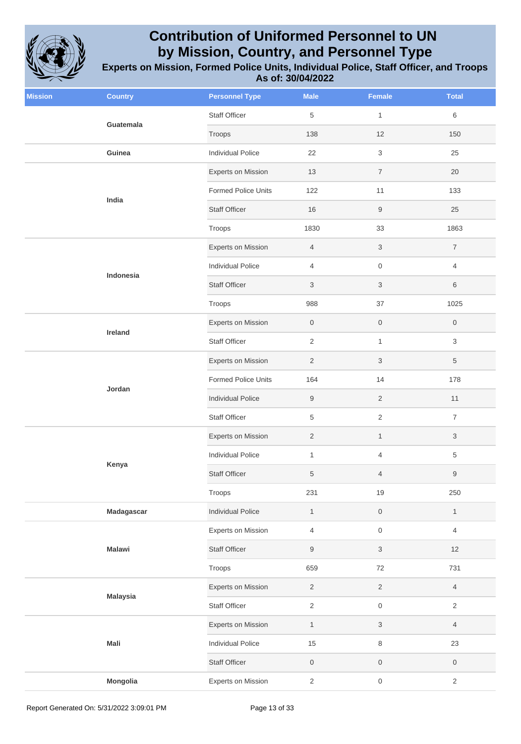# Contribution of Uniformed Personnel to UN by Mission, Country, and Personnel Type

## Experts on Mission, Formed Police Units, Individual Police, Staff Officer, and Troops

### As of: 30/04/2022

| Mission | Country | Personnel Type | Male | Female | Total |
|---|---|---|---|---|---|
| | Guatemala | Staff Officer | 5 | 1 | 6 |
| | | Troops | 138 | 12 | 150 |
| | Guinea | Individual Police | 22 | 3 | 25 |
| | India | Experts on Mission | 13 | 7 | 20 |
| | | Formed Police Units | 122 | 11 | 133 |
| | | Staff Officer | 16 | 9 | 25 |
| | | Troops | 1830 | 33 | 1863 |
| | Indonesia | Experts on Mission | 4 | 3 | 7 |
| | | Individual Police | 4 | 0 | 4 |
| | | Staff Officer | 3 | 3 | 6 |
| | | Troops | 988 | 37 | 1025 |
| | Ireland | Experts on Mission | 0 | 0 | 0 |
| | | Staff Officer | 2 | 1 | 3 |
| | Jordan | Experts on Mission | 2 | 3 | 5 |
| | | Formed Police Units | 164 | 14 | 178 |
| | | Individual Police | 9 | 2 | 11 |
| | | Staff Officer | 5 | 2 | 7 |
| | Kenya | Experts on Mission | 2 | 1 | 3 |
| | | Individual Police | 1 | 4 | 5 |
| | | Staff Officer | 5 | 4 | 9 |
| | | Troops | 231 | 19 | 250 |
| | Madagascar | Individual Police | 1 | 0 | 1 |
| | Malawi | Experts on Mission | 4 | 0 | 4 |
| | | Staff Officer | 9 | 3 | 12 |
| | | Troops | 659 | 72 | 731 |
| | Malaysia | Experts on Mission | 2 | 2 | 4 |
| | | Staff Officer | 2 | 0 | 2 |
| | Mali | Experts on Mission | 1 | 3 | 4 |
| | | Individual Police | 15 | 8 | 23 |
| | | Staff Officer | 0 | 0 | 0 |
| | Mongolia | Experts on Mission | 2 | 0 | 2 |

Report Generated On: 5/31/2022 3:09:01 PM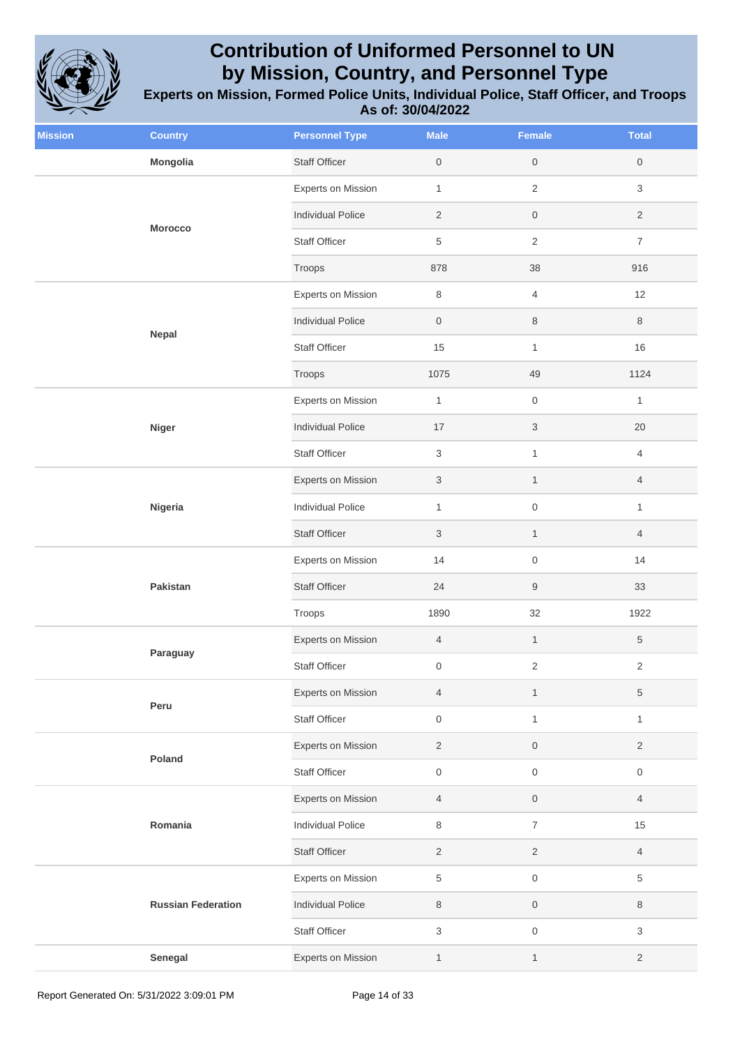# Contribution of Uniformed Personnel to UN by Mission, Country, and Personnel Type

**Experts on Mission, Formed Police Units, Individual Police, Staff Officer, and Troops**
**As of: 30/04/2022**

| Mission | Country | Personnel Type | Male | Female | Total |
|---|---|---|---|---|---|
| | **Mongolia** | Staff Officer | 0 | 0 | 0 |
| | **Morocco** | Experts on Mission | 1 | 2 | 3 |
| | | Individual Police | 2 | 0 | 2 |
| | | Staff Officer | 5 | 2 | 7 |
| | | Troops | 878 | 38 | 916 |
| | **Nepal** | Experts on Mission | 8 | 4 | 12 |
| | | Individual Police | 0 | 8 | 8 |
| | | Staff Officer | 15 | 1 | 16 |
| | | Troops | 1075 | 49 | 1124 |
| | **Niger** | Experts on Mission | 1 | 0 | 1 |
| | | Individual Police | 17 | 3 | 20 |
| | | Staff Officer | 3 | 1 | 4 |
| | **Nigeria** | Experts on Mission | 3 | 1 | 4 |
| | | Individual Police | 1 | 0 | 1 |
| | | Staff Officer | 3 | 1 | 4 |
| | **Pakistan** | Experts on Mission | 14 | 0 | 14 |
| | | Staff Officer | 24 | 9 | 33 |
| | | Troops | 1890 | 32 | 1922 |
| | **Paraguay** | Experts on Mission | 4 | 1 | 5 |
| | | Staff Officer | 0 | 2 | 2 |
| | **Peru** | Experts on Mission | 4 | 1 | 5 |
| | | Staff Officer | 0 | 1 | 1 |
| | **Poland** | Experts on Mission | 2 | 0 | 2 |
| | | Staff Officer | 0 | 0 | 0 |
| | **Romania** | Experts on Mission | 4 | 0 | 4 |
| | | Individual Police | 8 | 7 | 15 |
| | | Staff Officer | 2 | 2 | 4 |
| | **Russian Federation** | Experts on Mission | 5 | 0 | 5 |
| | | Individual Police | 8 | 0 | 8 |
| | | Staff Officer | 3 | 0 | 3 |
| | **Senegal** | Experts on Mission | 1 | 1 | 2 |

Report Generated On: 5/31/2022 3:09:01 PM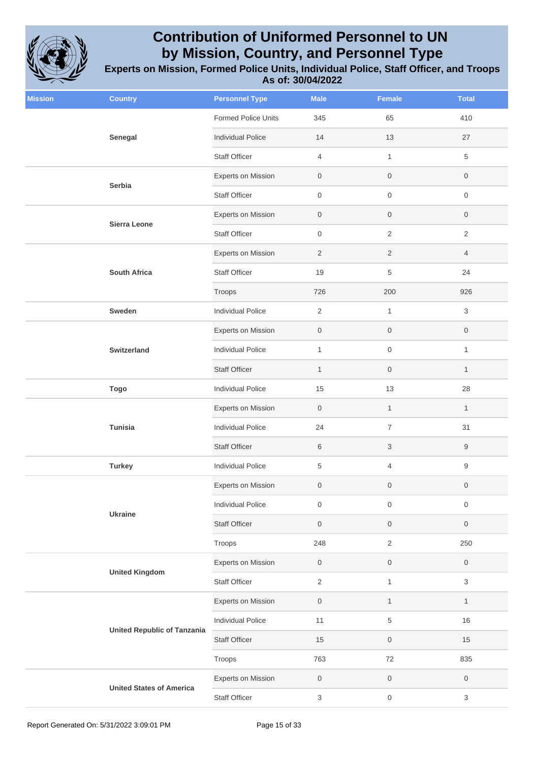# Contribution of Uniformed Personnel to UN by Mission, Country, and Personnel Type

## Experts on Mission, Formed Police Units, Individual Police, Staff Officer, and Troops

### As of: 30/04/2022

| Mission | Country | Personnel Type | Male | Female | Total |
|---|---|---|---|---|---|
| | Senegal | Formed Police Units | 345 | 65 | 410 |
| | | Individual Police | 14 | 13 | 27 |
| | | Staff Officer | 4 | 1 | 5 |
| | Serbia | Experts on Mission | 0 | 0 | 0 |
| | | Staff Officer | 0 | 0 | 0 |
| | Sierra Leone | Experts on Mission | 0 | 0 | 0 |
| | | Staff Officer | 0 | 2 | 2 |
| | South Africa | Experts on Mission | 2 | 2 | 4 |
| | | Staff Officer | 19 | 5 | 24 |
| | | Troops | 726 | 200 | 926 |
| | Sweden | Individual Police | 2 | 1 | 3 |
| | Switzerland | Experts on Mission | 0 | 0 | 0 |
| | | Individual Police | 1 | 0 | 1 |
| | | Staff Officer | 1 | 0 | 1 |
| | Togo | Individual Police | 15 | 13 | 28 |
| | Tunisia | Experts on Mission | 0 | 1 | 1 |
| | | Individual Police | 24 | 7 | 31 |
| | | Staff Officer | 6 | 3 | 9 |
| | Turkey | Individual Police | 5 | 4 | 9 |
| | Ukraine | Experts on Mission | 0 | 0 | 0 |
| | | Individual Police | 0 | 0 | 0 |
| | | Staff Officer | 0 | 0 | 0 |
| | | Troops | 248 | 2 | 250 |
| | United Kingdom | Experts on Mission | 0 | 0 | 0 |
| | | Staff Officer | 2 | 1 | 3 |
| | United Republic of Tanzania | Experts on Mission | 0 | 1 | 1 |
| | | Individual Police | 11 | 5 | 16 |
| | | Staff Officer | 15 | 0 | 15 |
| | | Troops | 763 | 72 | 835 |
| | United States of America | Experts on Mission | 0 | 0 | 0 |
| | | Staff Officer | 3 | 0 | 3 |

Report Generated On: 5/31/2022 3:09:01 PM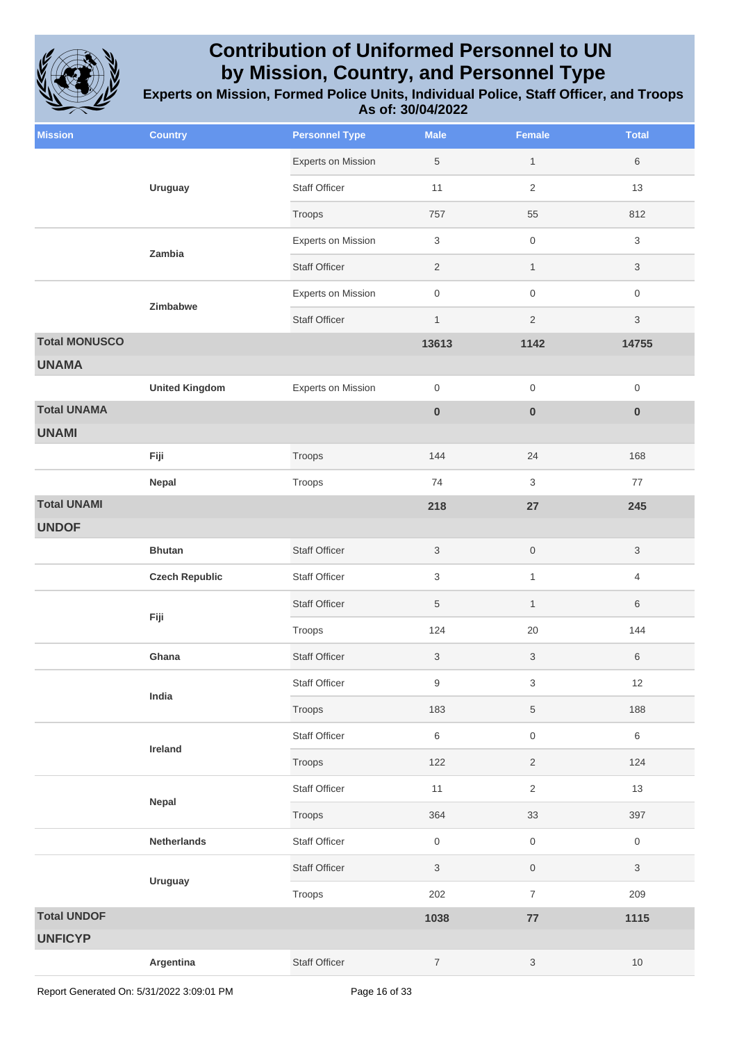# Contribution of Uniformed Personnel to UN by Mission, Country, and Personnel Type

**Experts on Mission, Formed Police Units, Individual Police, Staff Officer, and Troops**
**As of: 30/04/2022**

| Mission | Country | Personnel Type | Male | Female | Total |
|---|---|---|---|---|---|
| | **Uruguay** | Experts on Mission | 5 | 1 | 6 |
| | | Staff Officer | 11 | 2 | 13 |
| | | Troops | 757 | 55 | 812 |
| | **Zambia** | Experts on Mission | 3 | 0 | 3 |
| | | Staff Officer | 2 | 1 | 3 |
| | **Zimbabwe** | Experts on Mission | 0 | 0 | 0 |
| | | Staff Officer | 1 | 2 | 3 |
| **Total MONUSCO** | | | **13613** | **1142** | **14755** |
| **UNAMA** | | | | | |
| | **United Kingdom** | Experts on Mission | 0 | 0 | 0 |
| **Total UNAMA** | | | **0** | **0** | **0** |
| **UNAMI** | | | | | |
| | **Fiji** | Troops | 144 | 24 | 168 |
| | **Nepal** | Troops | 74 | 3 | 77 |
| **Total UNAMI** | | | **218** | **27** | **245** |
| **UNDOF** | | | | | |
| | **Bhutan** | Staff Officer | 3 | 0 | 3 |
| | **Czech Republic** | Staff Officer | 3 | 1 | 4 |
| | **Fiji** | Staff Officer | 5 | 1 | 6 |
| | | Troops | 124 | 20 | 144 |
| | **Ghana** | Staff Officer | 3 | 3 | 6 |
| | **India** | Staff Officer | 9 | 3 | 12 |
| | | Troops | 183 | 5 | 188 |
| | **Ireland** | Staff Officer | 6 | 0 | 6 |
| | | Troops | 122 | 2 | 124 |
| | **Nepal** | Staff Officer | 11 | 2 | 13 |
| | | Troops | 364 | 33 | 397 |
| | **Netherlands** | Staff Officer | 0 | 0 | 0 |
| | **Uruguay** | Staff Officer | 3 | 0 | 3 |
| | | Troops | 202 | 7 | 209 |
| **Total UNDOF** | | | **1038** | **77** | **1115** |
| **UNFICYP** | | | | | |
| | **Argentina** | Staff Officer | 7 | 3 | 10 |

Report Generated On: 5/31/2022 3:09:01 PM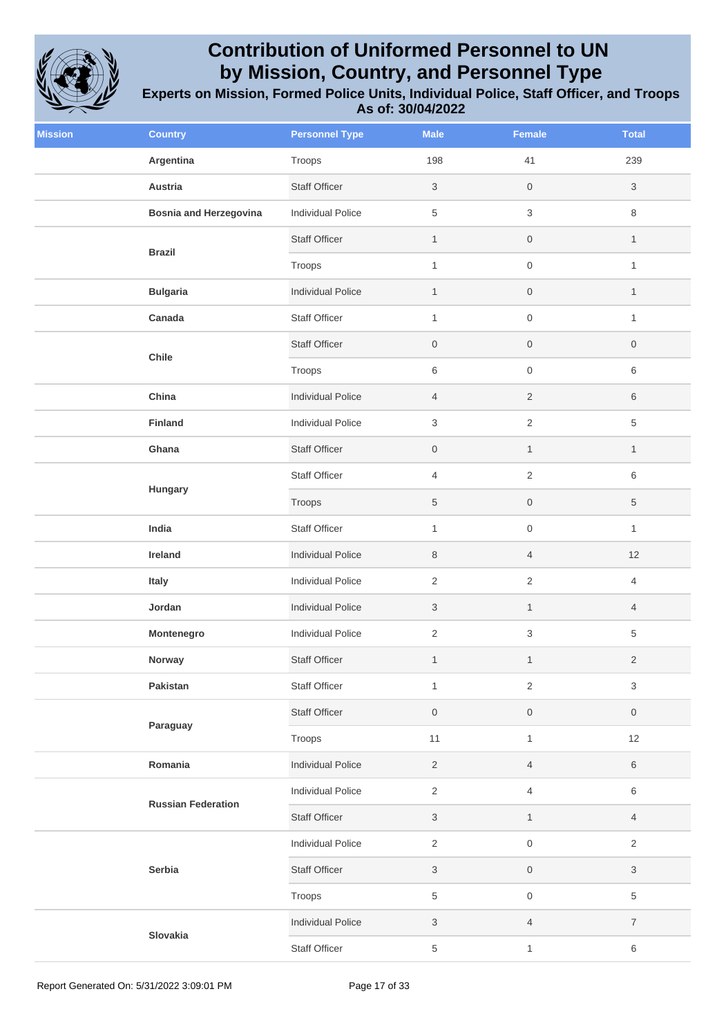# Contribution of Uniformed Personnel to UN by Mission, Country, and Personnel Type

## Experts on Mission, Formed Police Units, Individual Police, Staff Officer, and Troops

### As of: 30/04/2022

| Mission | Country | Personnel Type | Male | Female | Total |
|---|---|---|---|---|---|
| | **Argentina** | Troops | 198 | 41 | 239 |
| | **Austria** | Staff Officer | 3 | 0 | 3 |
| | **Bosnia and Herzegovina** | Individual Police | 5 | 3 | 8 |
| | **Brazil** | Staff Officer | 1 | 0 | 1 |
| | | Troops | 1 | 0 | 1 |
| | **Bulgaria** | Individual Police | 1 | 0 | 1 |
| | **Canada** | Staff Officer | 1 | 0 | 1 |
| | **Chile** | Staff Officer | 0 | 0 | 0 |
| | | Troops | 6 | 0 | 6 |
| | **China** | Individual Police | 4 | 2 | 6 |
| | **Finland** | Individual Police | 3 | 2 | 5 |
| | **Ghana** | Staff Officer | 0 | 1 | 1 |
| | **Hungary** | Staff Officer | 4 | 2 | 6 |
| | | Troops | 5 | 0 | 5 |
| | **India** | Staff Officer | 1 | 0 | 1 |
| | **Ireland** | Individual Police | 8 | 4 | 12 |
| | **Italy** | Individual Police | 2 | 2 | 4 |
| | **Jordan** | Individual Police | 3 | 1 | 4 |
| | **Montenegro** | Individual Police | 2 | 3 | 5 |
| | **Norway** | Staff Officer | 1 | 1 | 2 |
| | **Pakistan** | Staff Officer | 1 | 2 | 3 |
| | **Paraguay** | Staff Officer | 0 | 0 | 0 |
| | | Troops | 11 | 1 | 12 |
| | **Romania** | Individual Police | 2 | 4 | 6 |
| | **Russian Federation** | Individual Police | 2 | 4 | 6 |
| | | Staff Officer | 3 | 1 | 4 |
| | **Serbia** | Individual Police | 2 | 0 | 2 |
| | | Staff Officer | 3 | 0 | 3 |
| | | Troops | 5 | 0 | 5 |
| | **Slovakia** | Individual Police | 3 | 4 | 7 |
| | | Staff Officer | 5 | 1 | 6 |

Report Generated On: 5/31/2022 3:09:01 PM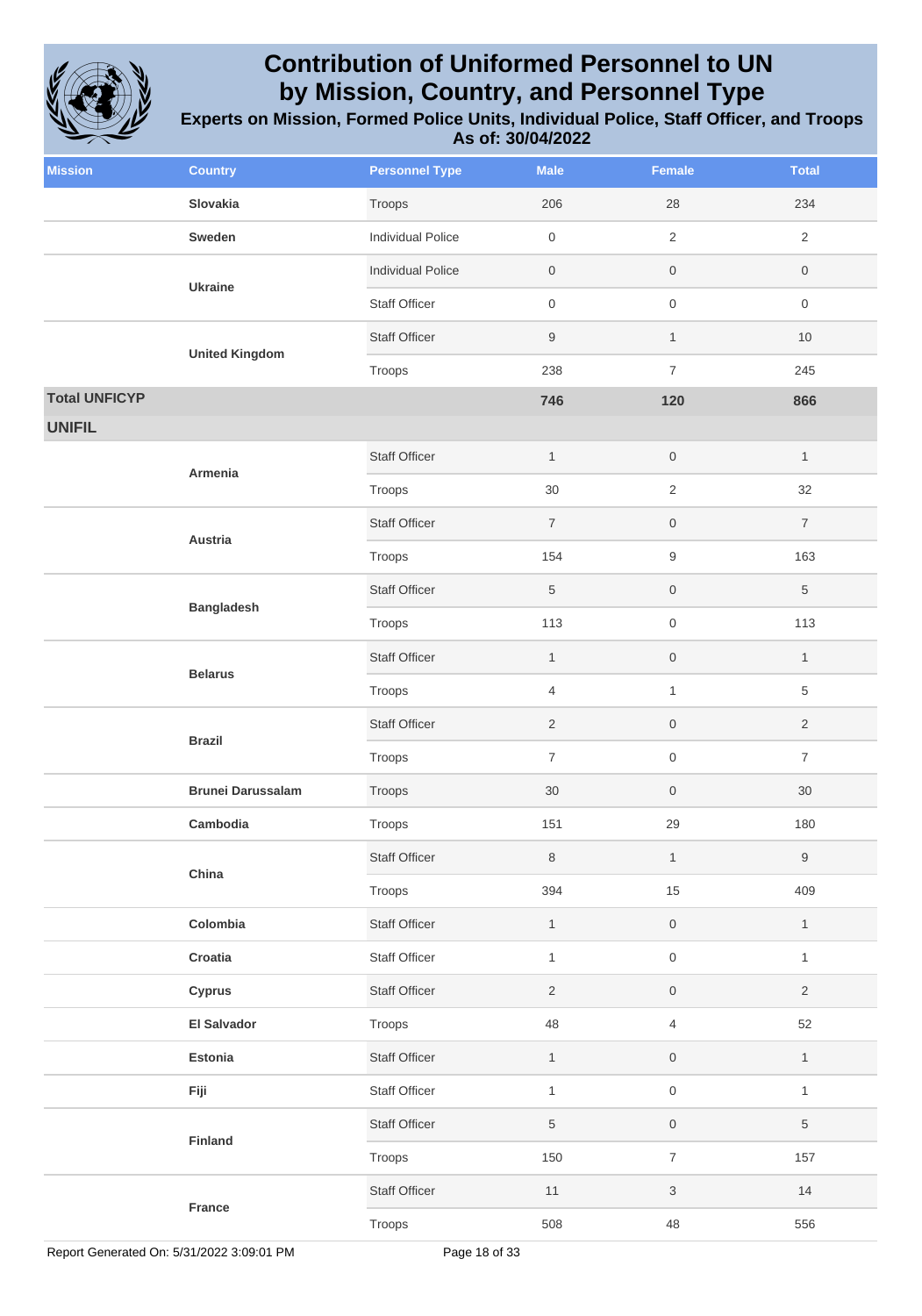# Contribution of Uniformed Personnel to UN by Mission, Country, and Personnel Type

## Experts on Mission, Formed Police Units, Individual Police, Staff Officer, and Troops

### As of: 30/04/2022

| Mission | Country | Personnel Type | Male | Female | Total |
|---|---|---|---|---|---|
| | **Slovakia** | Troops | 206 | 28 | 234 |
| | **Sweden** | Individual Police | 0 | 2 | 2 |
| | **Ukraine** | Individual Police | 0 | 0 | 0 |
| | | Staff Officer | 0 | 0 | 0 |
| | **United Kingdom** | Staff Officer | 9 | 1 | 10 |
| | | Troops | 238 | 7 | 245 |
| **Total UNFICYP** | | | **746** | **120** | **866** |
| **UNIFIL** | | | | | |
| | **Armenia** | Staff Officer | 1 | 0 | 1 |
| | | Troops | 30 | 2 | 32 |
| | **Austria** | Staff Officer | 7 | 0 | 7 |
| | | Troops | 154 | 9 | 163 |
| | **Bangladesh** | Staff Officer | 5 | 0 | 5 |
| | | Troops | 113 | 0 | 113 |
| | **Belarus** | Staff Officer | 1 | 0 | 1 |
| | | Troops | 4 | 1 | 5 |
| | **Brazil** | Staff Officer | 2 | 0 | 2 |
| | | Troops | 7 | 0 | 7 |
| | **Brunei Darussalam** | Troops | 30 | 0 | 30 |
| | **Cambodia** | Troops | 151 | 29 | 180 |
| | **China** | Staff Officer | 8 | 1 | 9 |
| | | Troops | 394 | 15 | 409 |
| | **Colombia** | Staff Officer | 1 | 0 | 1 |
| | **Croatia** | Staff Officer | 1 | 0 | 1 |
| | **Cyprus** | Staff Officer | 2 | 0 | 2 |
| | **El Salvador** | Troops | 48 | 4 | 52 |
| | **Estonia** | Staff Officer | 1 | 0 | 1 |
| | **Fiji** | Staff Officer | 1 | 0 | 1 |
| | **Finland** | Staff Officer | 5 | 0 | 5 |
| | | Troops | 150 | 7 | 157 |
| | **France** | Staff Officer | 11 | 3 | 14 |
| | | Troops | 508 | 48 | 556 |

Report Generated On: 5/31/2022 3:09:01 PM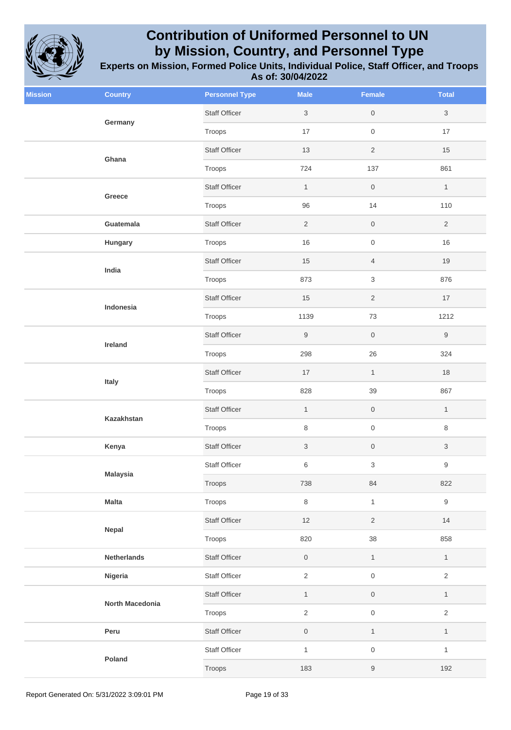# Contribution of Uniformed Personnel to UN by Mission, Country, and Personnel Type

**Experts on Mission, Formed Police Units, Individual Police, Staff Officer, and Troops**

**As of: 30/04/2022**

| Mission | Country | Personnel Type | Male | Female | Total |
|---|---|---|---|---|---|
| | Germany | Staff Officer | 3 | 0 | 3 |
| | | Troops | 17 | 0 | 17 |
| | Ghana | Staff Officer | 13 | 2 | 15 |
| | | Troops | 724 | 137 | 861 |
| | Greece | Staff Officer | 1 | 0 | 1 |
| | | Troops | 96 | 14 | 110 |
| | Guatemala | Staff Officer | 2 | 0 | 2 |
| | Hungary | Troops | 16 | 0 | 16 |
| | India | Staff Officer | 15 | 4 | 19 |
| | | Troops | 873 | 3 | 876 |
| | Indonesia | Staff Officer | 15 | 2 | 17 |
| | | Troops | 1139 | 73 | 1212 |
| | Ireland | Staff Officer | 9 | 0 | 9 |
| | | Troops | 298 | 26 | 324 |
| | Italy | Staff Officer | 17 | 1 | 18 |
| | | Troops | 828 | 39 | 867 |
| | Kazakhstan | Staff Officer | 1 | 0 | 1 |
| | | Troops | 8 | 0 | 8 |
| | Kenya | Staff Officer | 3 | 0 | 3 |
| | Malaysia | Staff Officer | 6 | 3 | 9 |
| | | Troops | 738 | 84 | 822 |
| | Malta | Troops | 8 | 1 | 9 |
| | Nepal | Staff Officer | 12 | 2 | 14 |
| | | Troops | 820 | 38 | 858 |
| | Netherlands | Staff Officer | 0 | 1 | 1 |
| | Nigeria | Staff Officer | 2 | 0 | 2 |
| | North Macedonia | Staff Officer | 1 | 0 | 1 |
| | | Troops | 2 | 0 | 2 |
| | Peru | Staff Officer | 0 | 1 | 1 |
| | Poland | Staff Officer | 1 | 0 | 1 |
| | | Troops | 183 | 9 | 192 |

Report Generated On: 5/31/2022 3:09:01 PM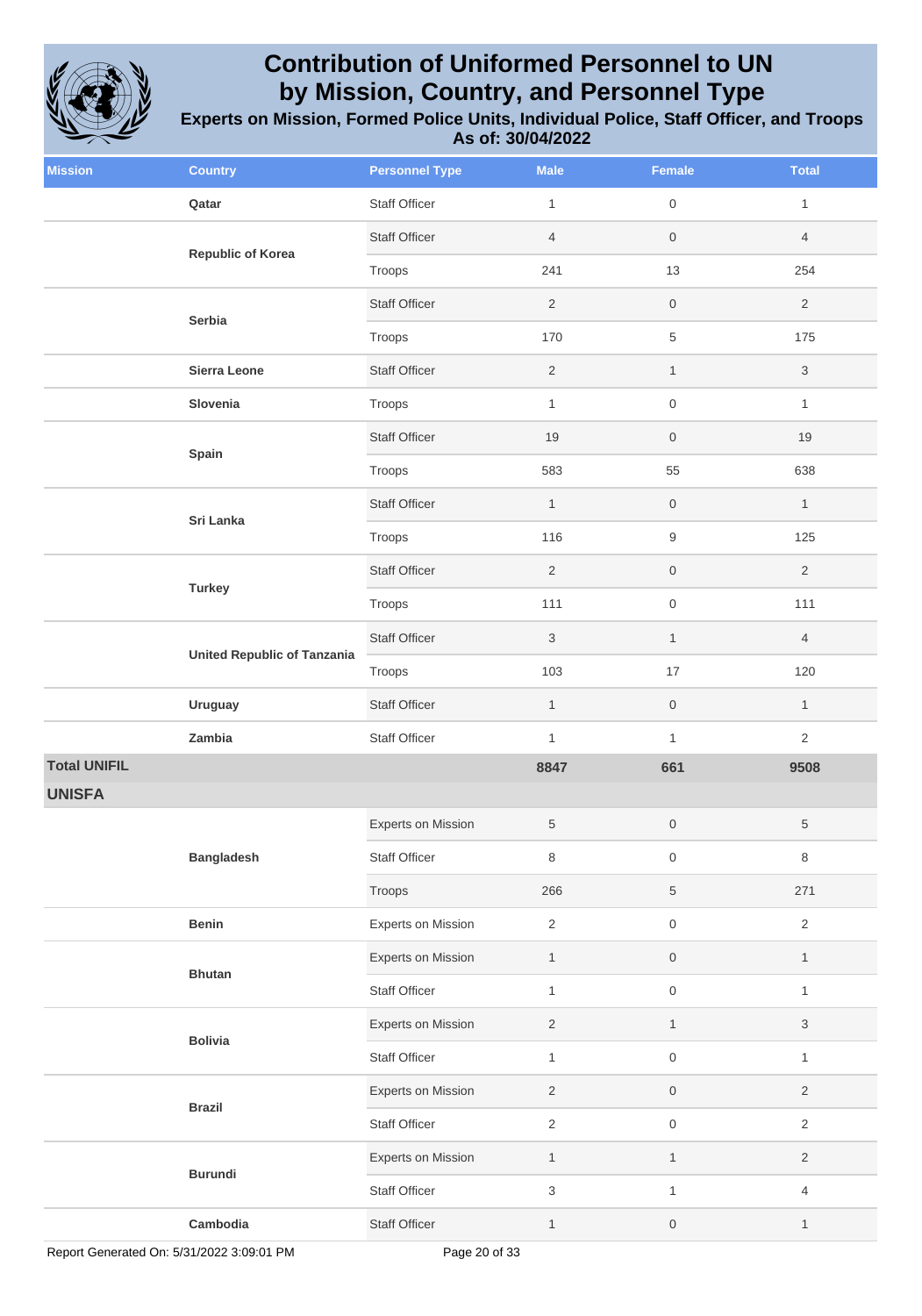# Contribution of Uniformed Personnel to UN by Mission, Country, and Personnel Type

### Experts on Mission, Formed Police Units, Individual Police, Staff Officer, and Troops
### As of: 30/04/2022

| Mission | Country | Personnel Type | Male | Female | Total |
|---|---|---|---|---|---|
| | Qatar | Staff Officer | 1 | 0 | 1 |
| | Republic of Korea | Staff Officer | 4 | 0 | 4 |
| | | Troops | 241 | 13 | 254 |
| | Serbia | Staff Officer | 2 | 0 | 2 |
| | | Troops | 170 | 5 | 175 |
| | Sierra Leone | Staff Officer | 2 | 1 | 3 |
| | Slovenia | Troops | 1 | 0 | 1 |
| | Spain | Staff Officer | 19 | 0 | 19 |
| | | Troops | 583 | 55 | 638 |
| | Sri Lanka | Staff Officer | 1 | 0 | 1 |
| | | Troops | 116 | 9 | 125 |
| | Turkey | Staff Officer | 2 | 0 | 2 |
| | | Troops | 111 | 0 | 111 |
| | United Republic of Tanzania | Staff Officer | 3 | 1 | 4 |
| | | Troops | 103 | 17 | 120 |
| | Uruguay | Staff Officer | 1 | 0 | 1 |
| | Zambia | Staff Officer | 1 | 1 | 2 |
| **Total UNIFIL** | | | **8847** | **661** | **9508** |
| **UNISFA** | | | | | |
| | Bangladesh | Experts on Mission | 5 | 0 | 5 |
| | | Staff Officer | 8 | 0 | 8 |
| | | Troops | 266 | 5 | 271 |
| | Benin | Experts on Mission | 2 | 0 | 2 |
| | Bhutan | Experts on Mission | 1 | 0 | 1 |
| | | Staff Officer | 1 | 0 | 1 |
| | Bolivia | Experts on Mission | 2 | 1 | 3 |
| | | Staff Officer | 1 | 0 | 1 |
| | Brazil | Experts on Mission | 2 | 0 | 2 |
| | | Staff Officer | 2 | 0 | 2 |
| | Burundi | Experts on Mission | 1 | 1 | 2 |
| | | Staff Officer | 3 | 1 | 4 |
| | Cambodia | Staff Officer | 1 | 0 | 1 |

Report Generated On: 5/31/2022 3:09:01 PM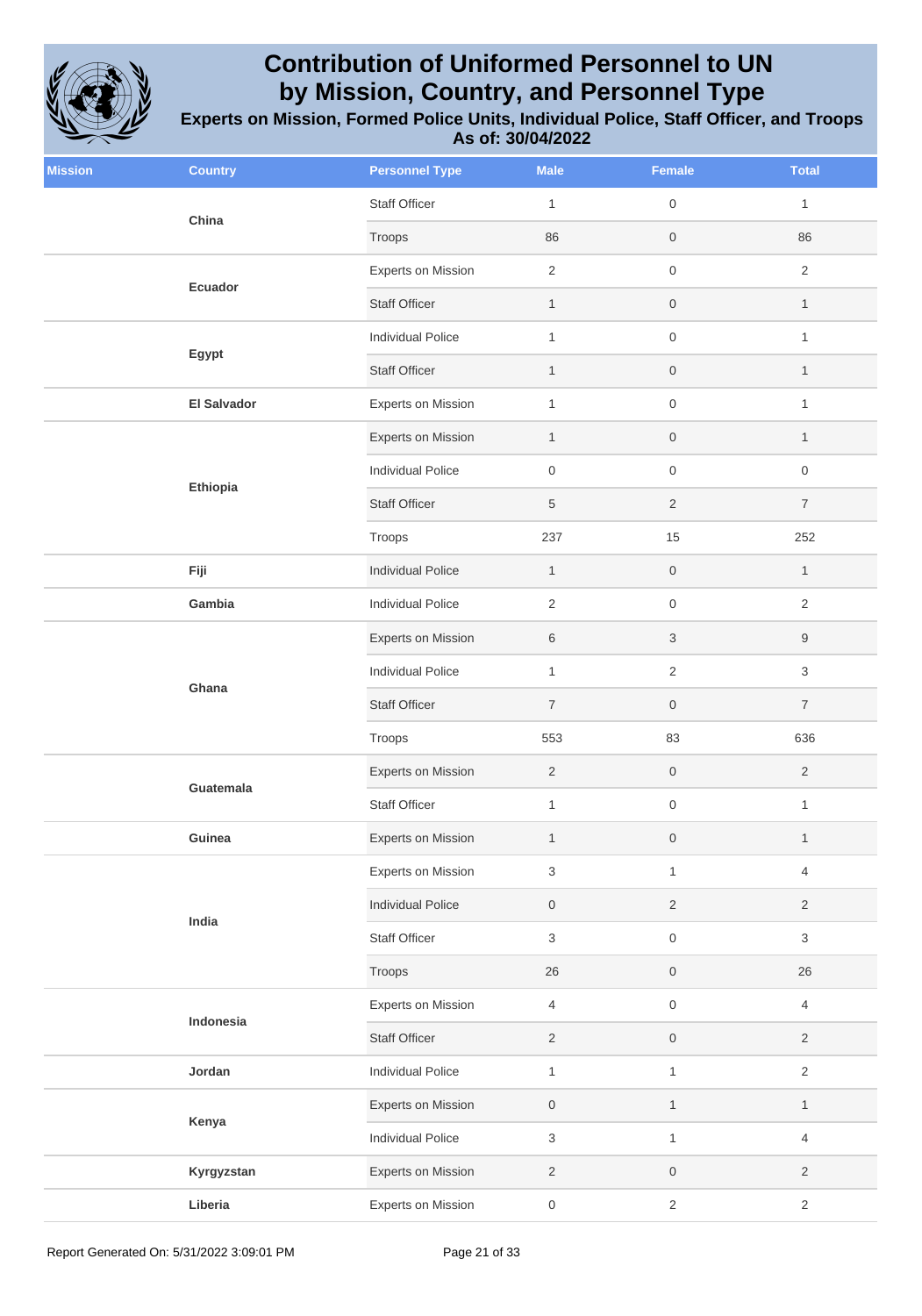# Contribution of Uniformed Personnel to UN by Mission, Country, and Personnel Type

**Experts on Mission, Formed Police Units, Individual Police, Staff Officer, and Troops**

**As of: 30/04/2022**

| Mission | Country | Personnel Type | Male | Female | Total |
|---|---|---|---|---|---|
| | China | Staff Officer | 1 | 0 | 1 |
| | | Troops | 86 | 0 | 86 |
| | Ecuador | Experts on Mission | 2 | 0 | 2 |
| | | Staff Officer | 1 | 0 | 1 |
| | Egypt | Individual Police | 1 | 0 | 1 |
| | | Staff Officer | 1 | 0 | 1 |
| | El Salvador | Experts on Mission | 1 | 0 | 1 |
| | Ethiopia | Experts on Mission | 1 | 0 | 1 |
| | | Individual Police | 0 | 0 | 0 |
| | | Staff Officer | 5 | 2 | 7 |
| | | Troops | 237 | 15 | 252 |
| | Fiji | Individual Police | 1 | 0 | 1 |
| | Gambia | Individual Police | 2 | 0 | 2 |
| | Ghana | Experts on Mission | 6 | 3 | 9 |
| | | Individual Police | 1 | 2 | 3 |
| | | Staff Officer | 7 | 0 | 7 |
| | | Troops | 553 | 83 | 636 |
| | Guatemala | Experts on Mission | 2 | 0 | 2 |
| | | Staff Officer | 1 | 0 | 1 |
| | Guinea | Experts on Mission | 1 | 0 | 1 |
| | India | Experts on Mission | 3 | 1 | 4 |
| | | Individual Police | 0 | 2 | 2 |
| | | Staff Officer | 3 | 0 | 3 |
| | | Troops | 26 | 0 | 26 |
| | Indonesia | Experts on Mission | 4 | 0 | 4 |
| | | Staff Officer | 2 | 0 | 2 |
| | Jordan | Individual Police | 1 | 1 | 2 |
| | Kenya | Experts on Mission | 0 | 1 | 1 |
| | | Individual Police | 3 | 1 | 4 |
| | Kyrgyzstan | Experts on Mission | 2 | 0 | 2 |
| | Liberia | Experts on Mission | 0 | 2 | 2 |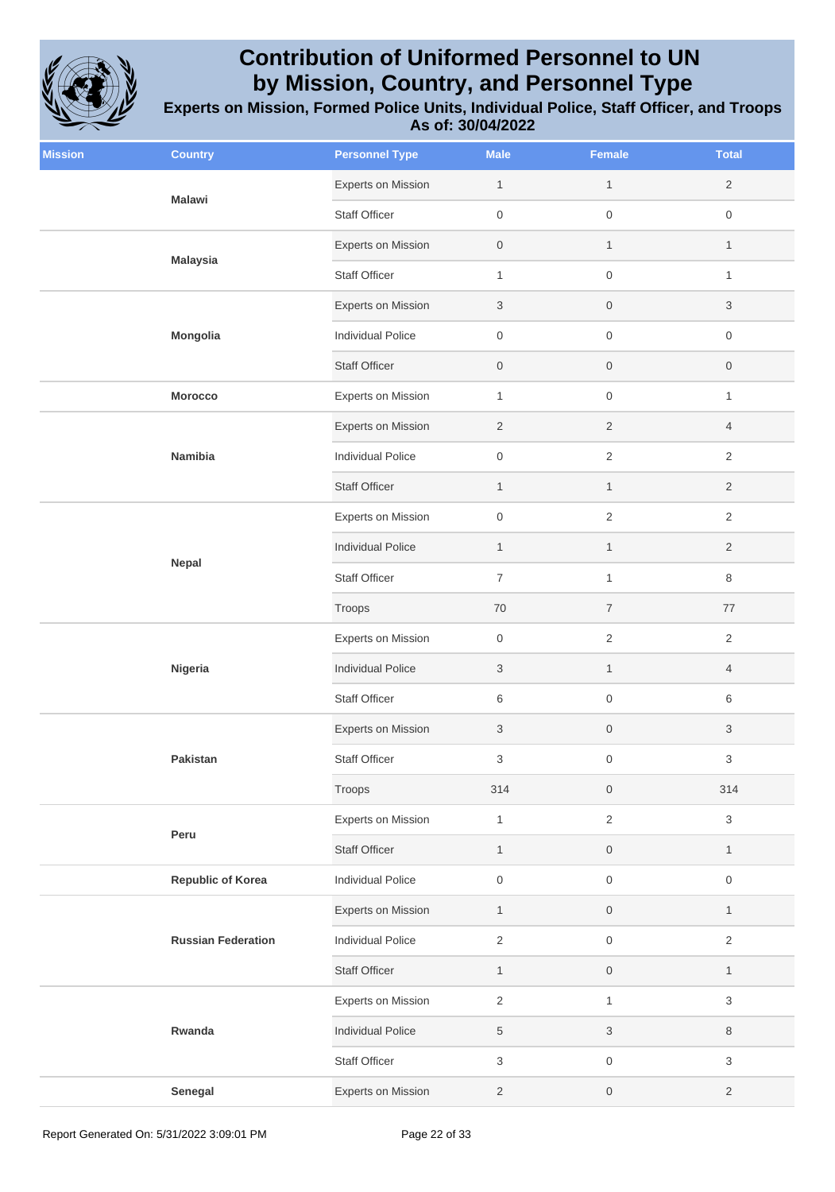# Contribution of Uniformed Personnel to UN by Mission, Country, and Personnel Type

## Experts on Mission, Formed Police Units, Individual Police, Staff Officer, and Troops

## As of: 30/04/2022

| Mission | Country | Personnel Type | Male | Female | Total |
|---|---|---|---|---|---|
| | **Malawi** | Experts on Mission | 1 | 1 | 2 |
| | | Staff Officer | 0 | 0 | 0 |
| | **Malaysia** | Experts on Mission | 0 | 1 | 1 |
| | | Staff Officer | 1 | 0 | 1 |
| | **Mongolia** | Experts on Mission | 3 | 0 | 3 |
| | | Individual Police | 0 | 0 | 0 |
| | | Staff Officer | 0 | 0 | 0 |
| | **Morocco** | Experts on Mission | 1 | 0 | 1 |
| | **Namibia** | Experts on Mission | 2 | 2 | 4 |
| | | Individual Police | 0 | 2 | 2 |
| | | Staff Officer | 1 | 1 | 2 |
| | **Nepal** | Experts on Mission | 0 | 2 | 2 |
| | | Individual Police | 1 | 1 | 2 |
| | | Staff Officer | 7 | 1 | 8 |
| | | Troops | 70 | 7 | 77 |
| | **Nigeria** | Experts on Mission | 0 | 2 | 2 |
| | | Individual Police | 3 | 1 | 4 |
| | | Staff Officer | 6 | 0 | 6 |
| | **Pakistan** | Experts on Mission | 3 | 0 | 3 |
| | | Staff Officer | 3 | 0 | 3 |
| | | Troops | 314 | 0 | 314 |
| | **Peru** | Experts on Mission | 1 | 2 | 3 |
| | | Staff Officer | 1 | 0 | 1 |
| | **Republic of Korea** | Individual Police | 0 | 0 | 0 |
| | **Russian Federation** | Experts on Mission | 1 | 0 | 1 |
| | | Individual Police | 2 | 0 | 2 |
| | | Staff Officer | 1 | 0 | 1 |
| | **Rwanda** | Experts on Mission | 2 | 1 | 3 |
| | | Individual Police | 5 | 3 | 8 |
| | | Staff Officer | 3 | 0 | 3 |
| | **Senegal** | Experts on Mission | 2 | 0 | 2 |

Report Generated On: 5/31/2022 3:09:01 PM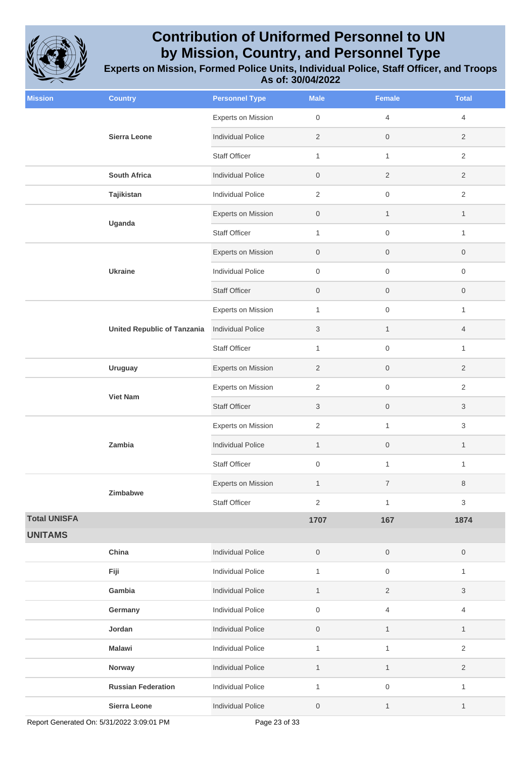# Contribution of Uniformed Personnel to UN by Mission, Country, and Personnel Type

### Experts on Mission, Formed Police Units, Individual Police, Staff Officer, and Troops
### As of: 30/04/2022

| Mission | Country | Personnel Type | Male | Female | Total |
|---|---|---|---|---|---|
| | Sierra Leone | Experts on Mission | 0 | 4 | 4 |
| | | Individual Police | 2 | 0 | 2 |
| | | Staff Officer | 1 | 1 | 2 |
| | South Africa | Individual Police | 0 | 2 | 2 |
| | Tajikistan | Individual Police | 2 | 0 | 2 |
| | Uganda | Experts on Mission | 0 | 1 | 1 |
| | | Staff Officer | 1 | 0 | 1 |
| | Ukraine | Experts on Mission | 0 | 0 | 0 |
| | | Individual Police | 0 | 0 | 0 |
| | | Staff Officer | 0 | 0 | 0 |
| | United Republic of Tanzania | Experts on Mission | 1 | 0 | 1 |
| | | Individual Police | 3 | 1 | 4 |
| | | Staff Officer | 1 | 0 | 1 |
| | Uruguay | Experts on Mission | 2 | 0 | 2 |
| | Viet Nam | Experts on Mission | 2 | 0 | 2 |
| | | Staff Officer | 3 | 0 | 3 |
| | Zambia | Experts on Mission | 2 | 1 | 3 |
| | | Individual Police | 1 | 0 | 1 |
| | | Staff Officer | 0 | 1 | 1 |
| | Zimbabwe | Experts on Mission | 1 | 7 | 8 |
| | | Staff Officer | 2 | 1 | 3 |
| **Total UNISFA** | | | **1707** | **167** | **1874** |
| **UNITAMS** | | | | | |
| | China | Individual Police | 0 | 0 | 0 |
| | Fiji | Individual Police | 1 | 0 | 1 |
| | Gambia | Individual Police | 1 | 2 | 3 |
| | Germany | Individual Police | 0 | 4 | 4 |
| | Jordan | Individual Police | 0 | 1 | 1 |
| | Malawi | Individual Police | 1 | 1 | 2 |
| | Norway | Individual Police | 1 | 1 | 2 |
| | Russian Federation | Individual Police | 1 | 0 | 1 |
| | Sierra Leone | Individual Police | 0 | 1 | 1 |

Report Generated On: 5/31/2022 3:09:01 PM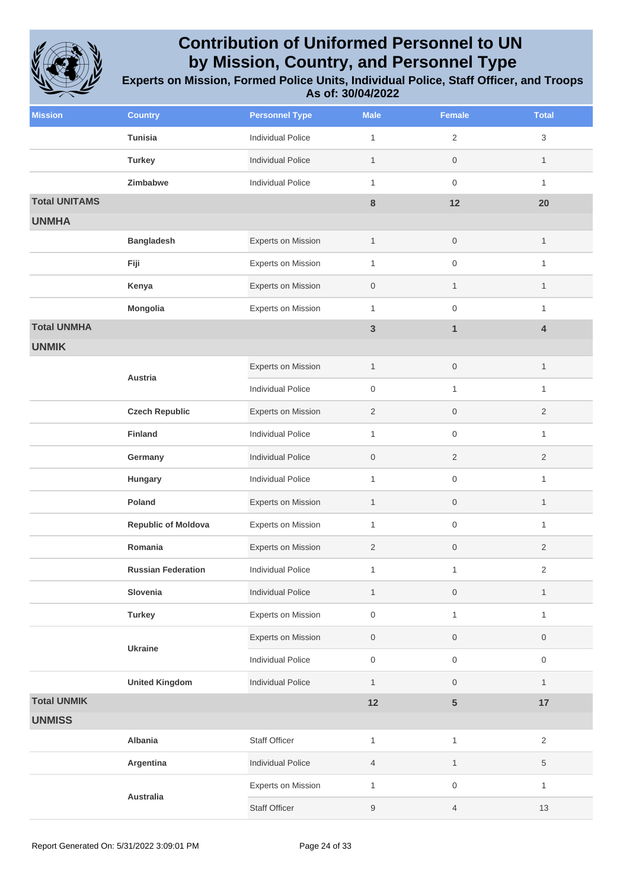# Contribution of Uniformed Personnel to UN by Mission, Country, and Personnel Type

**Experts on Mission, Formed Police Units, Individual Police, Staff Officer, and Troops**
**As of: 30/04/2022**

| Mission | Country | Personnel Type | Male | Female | Total |
|---|---|---|---|---|---|
| | **Tunisia** | Individual Police | 1 | 2 | 3 |
| | **Turkey** | Individual Police | 1 | 0 | 1 |
| | **Zimbabwe** | Individual Police | 1 | 0 | 1 |
| **Total UNITAMS** | | | **8** | **12** | **20** |
| **UNMHA** | | | | | |
| | **Bangladesh** | Experts on Mission | 1 | 0 | 1 |
| | **Fiji** | Experts on Mission | 1 | 0 | 1 |
| | **Kenya** | Experts on Mission | 0 | 1 | 1 |
| | **Mongolia** | Experts on Mission | 1 | 0 | 1 |
| **Total UNMHA** | | | **3** | **1** | **4** |
| **UNMIK** | | | | | |
| | **Austria** | Experts on Mission | 1 | 0 | 1 |
| | | Individual Police | 0 | 1 | 1 |
| | **Czech Republic** | Experts on Mission | 2 | 0 | 2 |
| | **Finland** | Individual Police | 1 | 0 | 1 |
| | **Germany** | Individual Police | 0 | 2 | 2 |
| | **Hungary** | Individual Police | 1 | 0 | 1 |
| | **Poland** | Experts on Mission | 1 | 0 | 1 |
| | **Republic of Moldova** | Experts on Mission | 1 | 0 | 1 |
| | **Romania** | Experts on Mission | 2 | 0 | 2 |
| | **Russian Federation** | Individual Police | 1 | 1 | 2 |
| | **Slovenia** | Individual Police | 1 | 0 | 1 |
| | **Turkey** | Experts on Mission | 0 | 1 | 1 |
| | **Ukraine** | Experts on Mission | 0 | 0 | 0 |
| | | Individual Police | 0 | 0 | 0 |
| | **United Kingdom** | Individual Police | 1 | 0 | 1 |
| **Total UNMIK** | | | **12** | **5** | **17** |
| **UNMISS** | | | | | |
| | **Albania** | Staff Officer | 1 | 1 | 2 |
| | **Argentina** | Individual Police | 4 | 1 | 5 |
| | **Australia** | Experts on Mission | 1 | 0 | 1 |
| | | Staff Officer | 9 | 4 | 13 |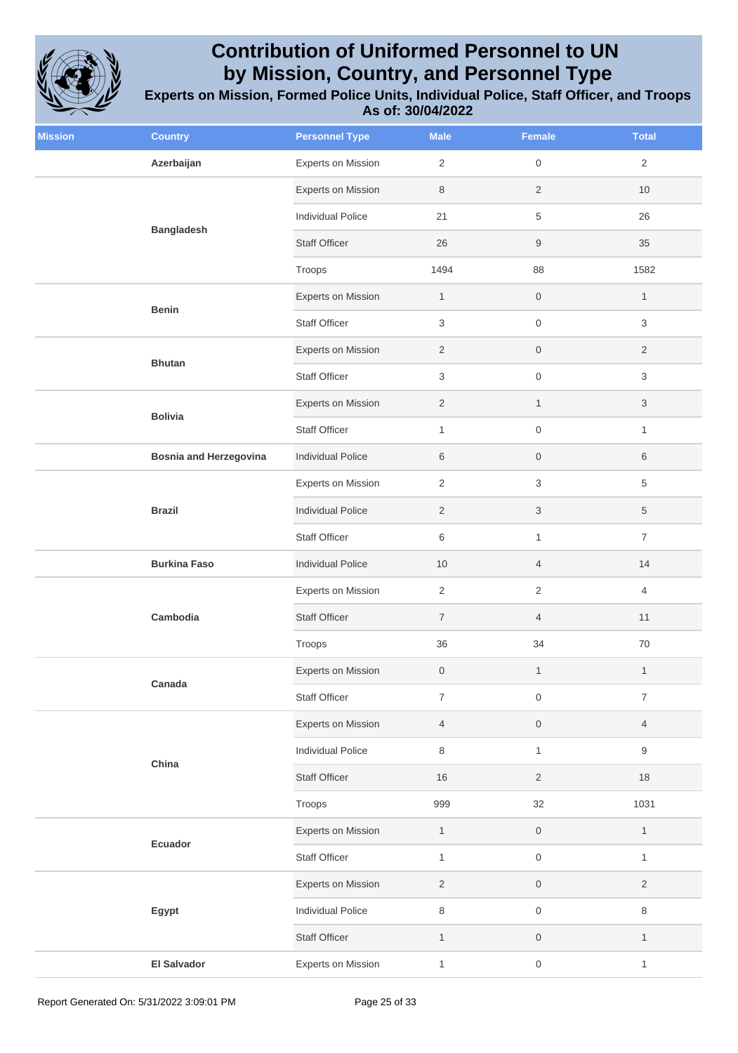# Contribution of Uniformed Personnel to UN by Mission, Country, and Personnel Type

## Experts on Mission, Formed Police Units, Individual Police, Staff Officer, and Troops

### As of: 30/04/2022

| Mission | Country | Personnel Type | Male | Female | Total |
|---|---|---|---|---|---|
| | **Azerbaijan** | Experts on Mission | 2 | 0 | 2 |
| | **Bangladesh** | Experts on Mission | 8 | 2 | 10 |
| | | Individual Police | 21 | 5 | 26 |
| | | Staff Officer | 26 | 9 | 35 |
| | | Troops | 1494 | 88 | 1582 |
| | **Benin** | Experts on Mission | 1 | 0 | 1 |
| | | Staff Officer | 3 | 0 | 3 |
| | **Bhutan** | Experts on Mission | 2 | 0 | 2 |
| | | Staff Officer | 3 | 0 | 3 |
| | **Bolivia** | Experts on Mission | 2 | 1 | 3 |
| | | Staff Officer | 1 | 0 | 1 |
| | **Bosnia and Herzegovina** | Individual Police | 6 | 0 | 6 |
| | **Brazil** | Experts on Mission | 2 | 3 | 5 |
| | | Individual Police | 2 | 3 | 5 |
| | | Staff Officer | 6 | 1 | 7 |
| | **Burkina Faso** | Individual Police | 10 | 4 | 14 |
| | **Cambodia** | Experts on Mission | 2 | 2 | 4 |
| | | Staff Officer | 7 | 4 | 11 |
| | | Troops | 36 | 34 | 70 |
| | **Canada** | Experts on Mission | 0 | 1 | 1 |
| | | Staff Officer | 7 | 0 | 7 |
| | **China** | Experts on Mission | 4 | 0 | 4 |
| | | Individual Police | 8 | 1 | 9 |
| | | Staff Officer | 16 | 2 | 18 |
| | | Troops | 999 | 32 | 1031 |
| | **Ecuador** | Experts on Mission | 1 | 0 | 1 |
| | | Staff Officer | 1 | 0 | 1 |
| | **Egypt** | Experts on Mission | 2 | 0 | 2 |
| | | Individual Police | 8 | 0 | 8 |
| | | Staff Officer | 1 | 0 | 1 |
| | **El Salvador** | Experts on Mission | 1 | 0 | 1 |

Report Generated On: 5/31/2022 3:09:01 PM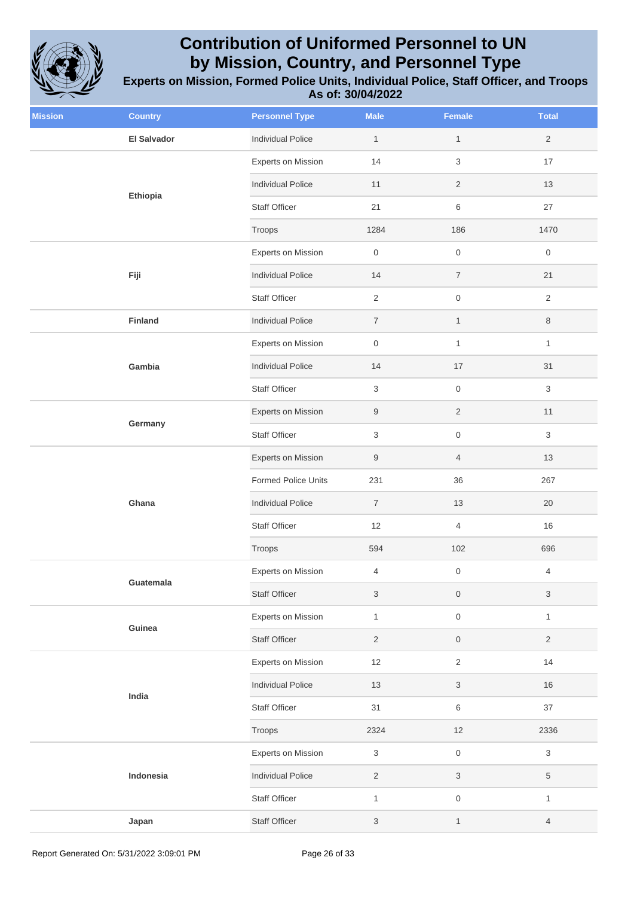# Contribution of Uniformed Personnel to UN by Mission, Country, and Personnel Type

## Experts on Mission, Formed Police Units, Individual Police, Staff Officer, and Troops

### As of: 30/04/2022

| Mission | Country | Personnel Type | Male | Female | Total |
|---|---|---|---|---|---|
| | El Salvador | Individual Police | 1 | 1 | 2 |
| | Ethiopia | Experts on Mission | 14 | 3 | 17 |
| | | Individual Police | 11 | 2 | 13 |
| | | Staff Officer | 21 | 6 | 27 |
| | | Troops | 1284 | 186 | 1470 |
| | Fiji | Experts on Mission | 0 | 0 | 0 |
| | | Individual Police | 14 | 7 | 21 |
| | | Staff Officer | 2 | 0 | 2 |
| | Finland | Individual Police | 7 | 1 | 8 |
| | Gambia | Experts on Mission | 0 | 1 | 1 |
| | | Individual Police | 14 | 17 | 31 |
| | | Staff Officer | 3 | 0 | 3 |
| | Germany | Experts on Mission | 9 | 2 | 11 |
| | | Staff Officer | 3 | 0 | 3 |
| | Ghana | Experts on Mission | 9 | 4 | 13 |
| | | Formed Police Units | 231 | 36 | 267 |
| | | Individual Police | 7 | 13 | 20 |
| | | Staff Officer | 12 | 4 | 16 |
| | | Troops | 594 | 102 | 696 |
| | Guatemala | Experts on Mission | 4 | 0 | 4 |
| | | Staff Officer | 3 | 0 | 3 |
| | Guinea | Experts on Mission | 1 | 0 | 1 |
| | | Staff Officer | 2 | 0 | 2 |
| | India | Experts on Mission | 12 | 2 | 14 |
| | | Individual Police | 13 | 3 | 16 |
| | | Staff Officer | 31 | 6 | 37 |
| | | Troops | 2324 | 12 | 2336 |
| | Indonesia | Experts on Mission | 3 | 0 | 3 |
| | | Individual Police | 2 | 3 | 5 |
| | | Staff Officer | 1 | 0 | 1 |
| | Japan | Staff Officer | 3 | 1 | 4 |

Report Generated On: 5/31/2022 3:09:01 PM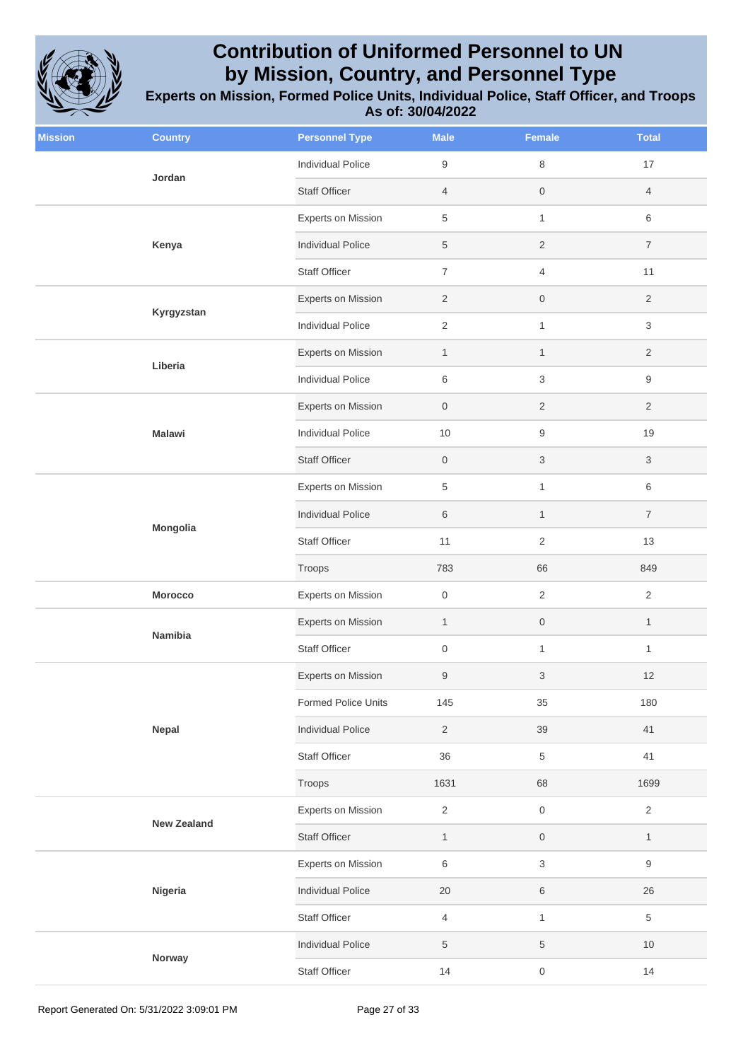# Contribution of Uniformed Personnel to UN by Mission, Country, and Personnel Type

**Experts on Mission, Formed Police Units, Individual Police, Staff Officer, and Troops**
**As of: 30/04/2022**

| Mission | Country | Personnel Type | Male | Female | Total |
|---|---|---|---|---|---|
| | Jordan | Individual Police | 9 | 8 | 17 |
| | | Staff Officer | 4 | 0 | 4 |
| | Kenya | Experts on Mission | 5 | 1 | 6 |
| | | Individual Police | 5 | 2 | 7 |
| | | Staff Officer | 7 | 4 | 11 |
| | Kyrgyzstan | Experts on Mission | 2 | 0 | 2 |
| | | Individual Police | 2 | 1 | 3 |
| | Liberia | Experts on Mission | 1 | 1 | 2 |
| | | Individual Police | 6 | 3 | 9 |
| | Malawi | Experts on Mission | 0 | 2 | 2 |
| | | Individual Police | 10 | 9 | 19 |
| | | Staff Officer | 0 | 3 | 3 |
| | Mongolia | Experts on Mission | 5 | 1 | 6 |
| | | Individual Police | 6 | 1 | 7 |
| | | Staff Officer | 11 | 2 | 13 |
| | | Troops | 783 | 66 | 849 |
| | Morocco | Experts on Mission | 0 | 2 | 2 |
| | Namibia | Experts on Mission | 1 | 0 | 1 |
| | | Staff Officer | 0 | 1 | 1 |
| | Nepal | Experts on Mission | 9 | 3 | 12 |
| | | Formed Police Units | 145 | 35 | 180 |
| | | Individual Police | 2 | 39 | 41 |
| | | Staff Officer | 36 | 5 | 41 |
| | | Troops | 1631 | 68 | 1699 |
| | New Zealand | Experts on Mission | 2 | 0 | 2 |
| | | Staff Officer | 1 | 0 | 1 |
| | Nigeria | Experts on Mission | 6 | 3 | 9 |
| | | Individual Police | 20 | 6 | 26 |
| | | Staff Officer | 4 | 1 | 5 |
| | Norway | Individual Police | 5 | 5 | 10 |
| | | Staff Officer | 14 | 0 | 14 |

Report Generated On: 5/31/2022 3:09:01 PM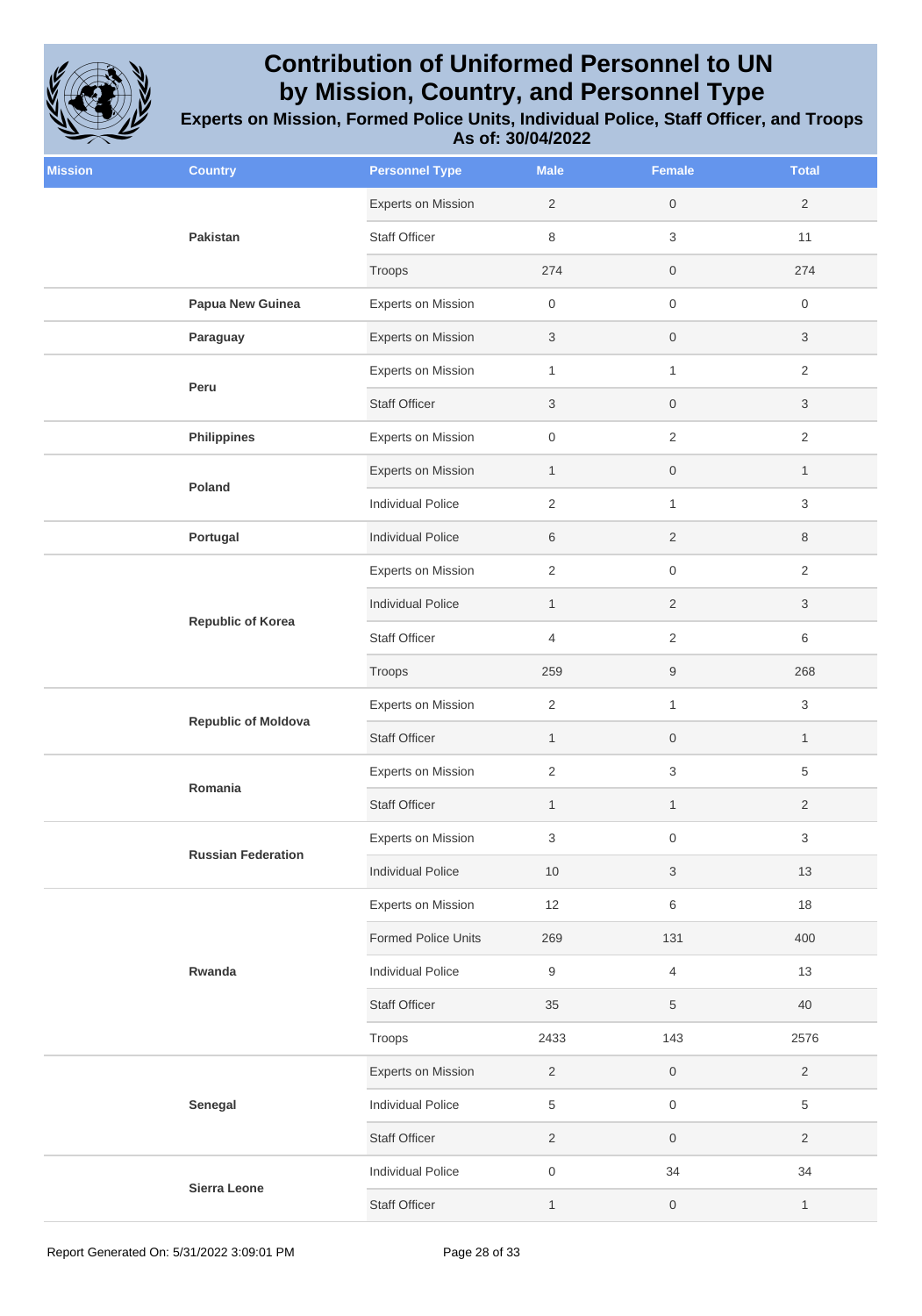# Contribution of Uniformed Personnel to UN by Mission, Country, and Personnel Type

**Experts on Mission, Formed Police Units, Individual Police, Staff Officer, and Troops**

**As of: 30/04/2022**

| Mission | Country | Personnel Type | Male | Female | Total |
|---|---|---|---|---|---|
| | Pakistan | Experts on Mission | 2 | 0 | 2 |
| | | Staff Officer | 8 | 3 | 11 |
| | | Troops | 274 | 0 | 274 |
| | Papua New Guinea | Experts on Mission | 0 | 0 | 0 |
| | Paraguay | Experts on Mission | 3 | 0 | 3 |
| | Peru | Experts on Mission | 1 | 1 | 2 |
| | | Staff Officer | 3 | 0 | 3 |
| | Philippines | Experts on Mission | 0 | 2 | 2 |
| | Poland | Experts on Mission | 1 | 0 | 1 |
| | | Individual Police | 2 | 1 | 3 |
| | Portugal | Individual Police | 6 | 2 | 8 |
| | Republic of Korea | Experts on Mission | 2 | 0 | 2 |
| | | Individual Police | 1 | 2 | 3 |
| | | Staff Officer | 4 | 2 | 6 |
| | | Troops | 259 | 9 | 268 |
| | Republic of Moldova | Experts on Mission | 2 | 1 | 3 |
| | | Staff Officer | 1 | 0 | 1 |
| | Romania | Experts on Mission | 2 | 3 | 5 |
| | | Staff Officer | 1 | 1 | 2 |
| | Russian Federation | Experts on Mission | 3 | 0 | 3 |
| | | Individual Police | 10 | 3 | 13 |
| | Rwanda | Experts on Mission | 12 | 6 | 18 |
| | | Formed Police Units | 269 | 131 | 400 |
| | | Individual Police | 9 | 4 | 13 |
| | | Staff Officer | 35 | 5 | 40 |
| | | Troops | 2433 | 143 | 2576 |
| | Senegal | Experts on Mission | 2 | 0 | 2 |
| | | Individual Police | 5 | 0 | 5 |
| | | Staff Officer | 2 | 0 | 2 |
| | Sierra Leone | Individual Police | 0 | 34 | 34 |
| | | Staff Officer | 1 | 0 | 1 |

Report Generated On: 5/31/2022 3:09:01 PM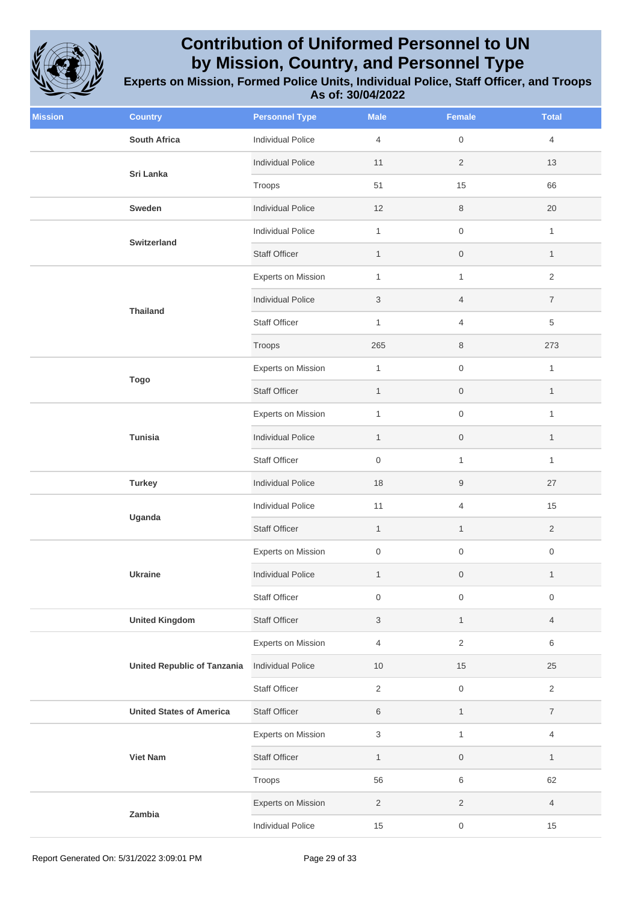# Contribution of Uniformed Personnel to UN by Mission, Country, and Personnel Type

### Experts on Mission, Formed Police Units, Individual Police, Staff Officer, and Troops

### As of: 30/04/2022

| Mission | Country | Personnel Type | Male | Female | Total |
|---|---|---|---|---|---|
| | South Africa | Individual Police | 4 | 0 | 4 |
| | Sri Lanka | Individual Police | 11 | 2 | 13 |
| | | Troops | 51 | 15 | 66 |
| | Sweden | Individual Police | 12 | 8 | 20 |
| | Switzerland | Individual Police | 1 | 0 | 1 |
| | | Staff Officer | 1 | 0 | 1 |
| | Thailand | Experts on Mission | 1 | 1 | 2 |
| | | Individual Police | 3 | 4 | 7 |
| | | Staff Officer | 1 | 4 | 5 |
| | | Troops | 265 | 8 | 273 |
| | Togo | Experts on Mission | 1 | 0 | 1 |
| | | Staff Officer | 1 | 0 | 1 |
| | Tunisia | Experts on Mission | 1 | 0 | 1 |
| | | Individual Police | 1 | 0 | 1 |
| | | Staff Officer | 0 | 1 | 1 |
| | Turkey | Individual Police | 18 | 9 | 27 |
| | Uganda | Individual Police | 11 | 4 | 15 |
| | | Staff Officer | 1 | 1 | 2 |
| | Ukraine | Experts on Mission | 0 | 0 | 0 |
| | | Individual Police | 1 | 0 | 1 |
| | | Staff Officer | 0 | 0 | 0 |
| | United Kingdom | Staff Officer | 3 | 1 | 4 |
| | United Republic of Tanzania | Experts on Mission | 4 | 2 | 6 |
| | | Individual Police | 10 | 15 | 25 |
| | | Staff Officer | 2 | 0 | 2 |
| | United States of America | Staff Officer | 6 | 1 | 7 |
| | Viet Nam | Experts on Mission | 3 | 1 | 4 |
| | | Staff Officer | 1 | 0 | 1 |
| | | Troops | 56 | 6 | 62 |
| | Zambia | Experts on Mission | 2 | 2 | 4 |
| | | Individual Police | 15 | 0 | 15 |

Report Generated On: 5/31/2022 3:09:01 PM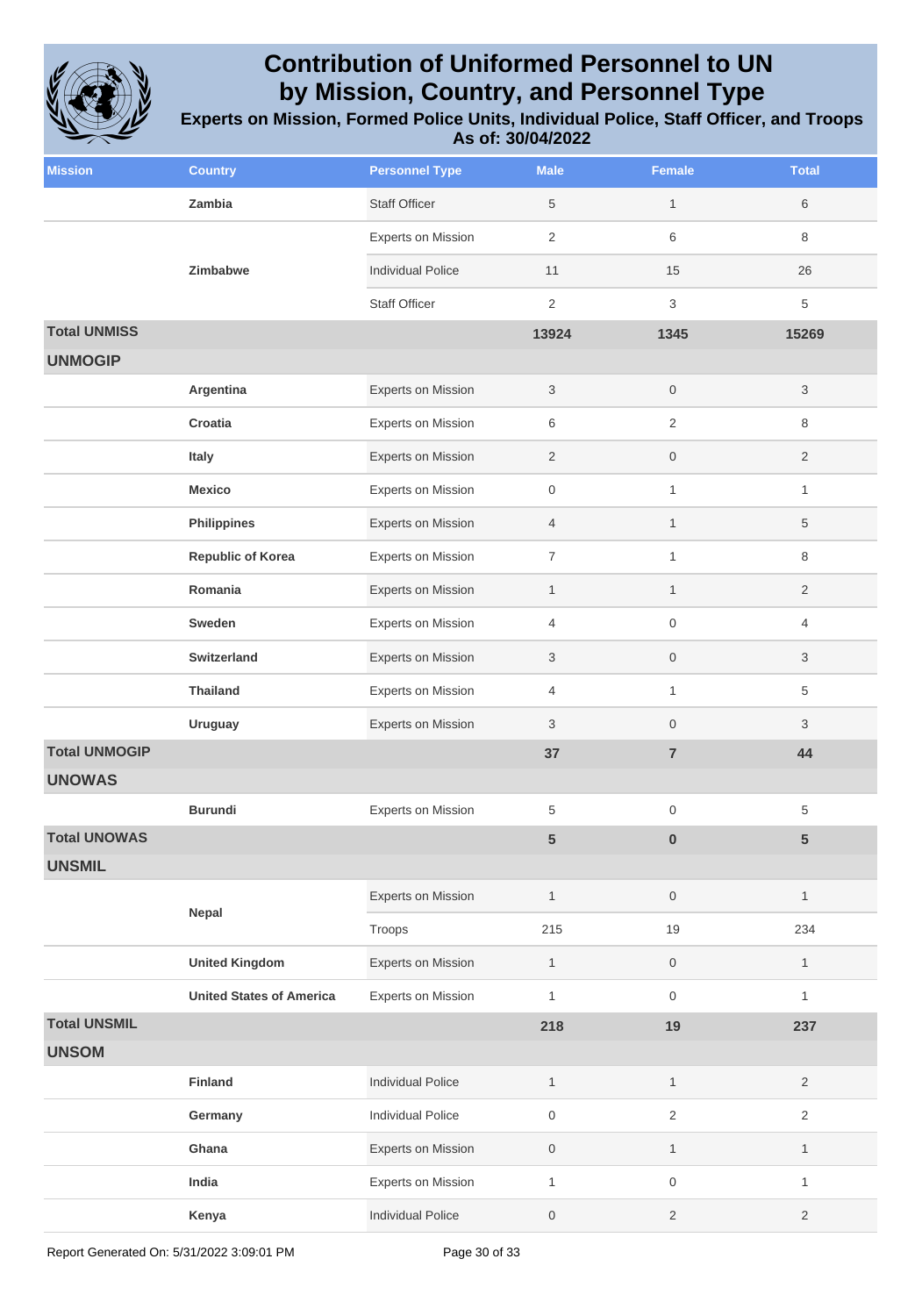# Contribution of Uniformed Personnel to UN by Mission, Country, and Personnel Type

### Experts on Mission, Formed Police Units, Individual Police, Staff Officer, and Troops

### As of: 30/04/2022

| Mission | Country | Personnel Type | Male | Female | Total |
|---|---|---|---|---|---|
| | Zambia | Staff Officer | 5 | 1 | 6 |
| | Zimbabwe | Experts on Mission | 2 | 6 | 8 |
| | | Individual Police | 11 | 15 | 26 |
| | | Staff Officer | 2 | 3 | 5 |
| **Total UNMISS** | | | **13924** | **1345** | **15269** |
| **UNMOGIP** | | | | | |
| | Argentina | Experts on Mission | 3 | 0 | 3 |
| | Croatia | Experts on Mission | 6 | 2 | 8 |
| | Italy | Experts on Mission | 2 | 0 | 2 |
| | Mexico | Experts on Mission | 0 | 1 | 1 |
| | Philippines | Experts on Mission | 4 | 1 | 5 |
| | Republic of Korea | Experts on Mission | 7 | 1 | 8 |
| | Romania | Experts on Mission | 1 | 1 | 2 |
| | Sweden | Experts on Mission | 4 | 0 | 4 |
| | Switzerland | Experts on Mission | 3 | 0 | 3 |
| | Thailand | Experts on Mission | 4 | 1 | 5 |
| | Uruguay | Experts on Mission | 3 | 0 | 3 |
| **Total UNMOGIP** | | | **37** | **7** | **44** |
| **UNOWAS** | | | | | |
| | Burundi | Experts on Mission | 5 | 0 | 5 |
| **Total UNOWAS** | | | **5** | **0** | **5** |
| **UNSMIL** | | | | | |
| | Nepal | Experts on Mission | 1 | 0 | 1 |
| | | Troops | 215 | 19 | 234 |
| | United Kingdom | Experts on Mission | 1 | 0 | 1 |
| | United States of America | Experts on Mission | 1 | 0 | 1 |
| **Total UNSMIL** | | | **218** | **19** | **237** |
| **UNSOM** | | | | | |
| | Finland | Individual Police | 1 | 1 | 2 |
| | Germany | Individual Police | 0 | 2 | 2 |
| | Ghana | Experts on Mission | 0 | 1 | 1 |
| | India | Experts on Mission | 1 | 0 | 1 |
| | Kenya | Individual Police | 0 | 2 | 2 |

Report Generated On: 5/31/2022 3:09:01 PM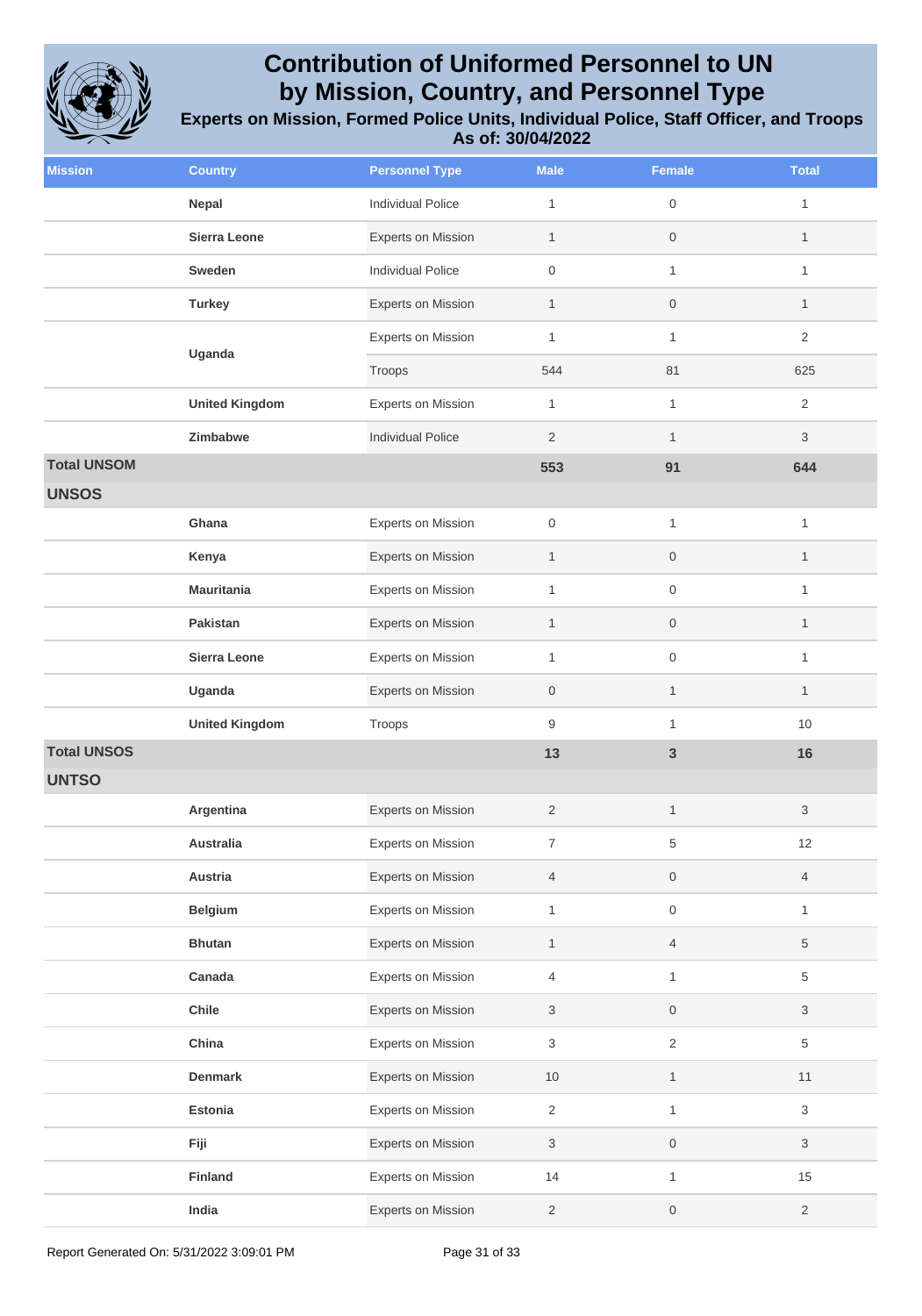# Contribution of Uniformed Personnel to UN by Mission, Country, and Personnel Type

### Experts on Mission, Formed Police Units, Individual Police, Staff Officer, and Troops

### As of: 30/04/2022

| Mission | Country | Personnel Type | Male | Female | Total |
|---|---|---|---|---|---|
| | Nepal | Individual Police | 1 | 0 | 1 |
| | Sierra Leone | Experts on Mission | 1 | 0 | 1 |
| | Sweden | Individual Police | 0 | 1 | 1 |
| | Turkey | Experts on Mission | 1 | 0 | 1 |
| | Uganda | Experts on Mission | 1 | 1 | 2 |
| | | Troops | 544 | 81 | 625 |
| | United Kingdom | Experts on Mission | 1 | 1 | 2 |
| | Zimbabwe | Individual Police | 2 | 1 | 3 |
| **Total UNSOM** | | | **553** | **91** | **644** |
| **UNSOS** | | | | | |
| | Ghana | Experts on Mission | 0 | 1 | 1 |
| | Kenya | Experts on Mission | 1 | 0 | 1 |
| | Mauritania | Experts on Mission | 1 | 0 | 1 |
| | Pakistan | Experts on Mission | 1 | 0 | 1 |
| | Sierra Leone | Experts on Mission | 1 | 0 | 1 |
| | Uganda | Experts on Mission | 0 | 1 | 1 |
| | United Kingdom | Troops | 9 | 1 | 10 |
| **Total UNSOS** | | | **13** | **3** | **16** |
| **UNTSO** | | | | | |
| | Argentina | Experts on Mission | 2 | 1 | 3 |
| | Australia | Experts on Mission | 7 | 5 | 12 |
| | Austria | Experts on Mission | 4 | 0 | 4 |
| | Belgium | Experts on Mission | 1 | 0 | 1 |
| | Bhutan | Experts on Mission | 1 | 4 | 5 |
| | Canada | Experts on Mission | 4 | 1 | 5 |
| | Chile | Experts on Mission | 3 | 0 | 3 |
| | China | Experts on Mission | 3 | 2 | 5 |
| | Denmark | Experts on Mission | 10 | 1 | 11 |
| | Estonia | Experts on Mission | 2 | 1 | 3 |
| | Fiji | Experts on Mission | 3 | 0 | 3 |
| | Finland | Experts on Mission | 14 | 1 | 15 |
| | India | Experts on Mission | 2 | 0 | 2 |

Report Generated On: 5/31/2022 3:09:01 PM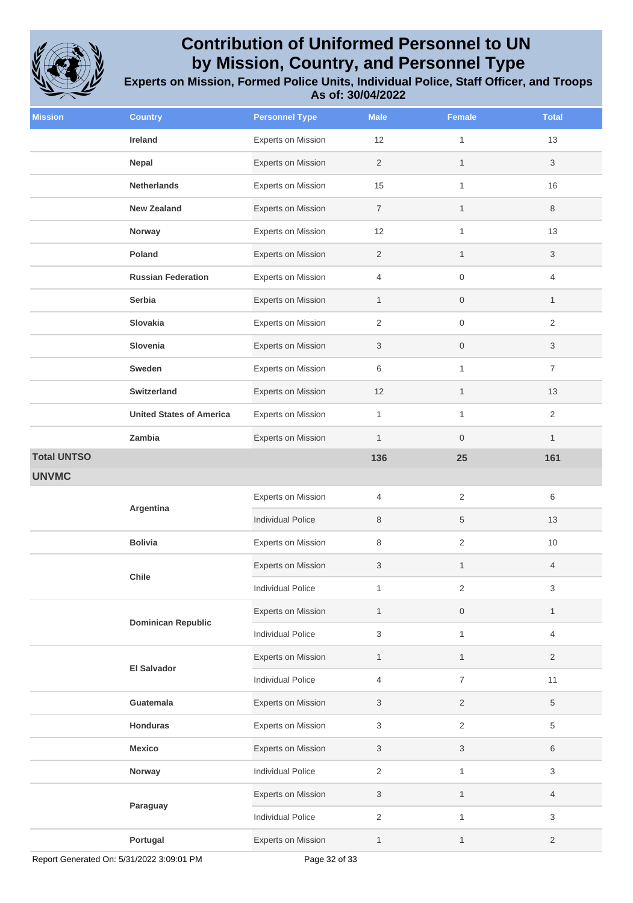# Contribution of Uniformed Personnel to UN by Mission, Country, and Personnel Type

### Experts on Mission, Formed Police Units, Individual Police, Staff Officer, and Troops

### As of: 30/04/2022

| Mission | Country | Personnel Type | Male | Female | Total |
|---|---|---|---|---|---|
| | **Ireland** | Experts on Mission | 12 | 1 | 13 |
| | **Nepal** | Experts on Mission | 2 | 1 | 3 |
| | **Netherlands** | Experts on Mission | 15 | 1 | 16 |
| | **New Zealand** | Experts on Mission | 7 | 1 | 8 |
| | **Norway** | Experts on Mission | 12 | 1 | 13 |
| | **Poland** | Experts on Mission | 2 | 1 | 3 |
| | **Russian Federation** | Experts on Mission | 4 | 0 | 4 |
| | **Serbia** | Experts on Mission | 1 | 0 | 1 |
| | **Slovakia** | Experts on Mission | 2 | 0 | 2 |
| | **Slovenia** | Experts on Mission | 3 | 0 | 3 |
| | **Sweden** | Experts on Mission | 6 | 1 | 7 |
| | **Switzerland** | Experts on Mission | 12 | 1 | 13 |
| | **United States of America** | Experts on Mission | 1 | 1 | 2 |
| | **Zambia** | Experts on Mission | 1 | 0 | 1 |
| **Total UNTSO** | | | **136** | **25** | **161** |
| **UNVMC** | | | | | |
| | **Argentina** | Experts on Mission | 4 | 2 | 6 |
| | | Individual Police | 8 | 5 | 13 |
| | **Bolivia** | Experts on Mission | 8 | 2 | 10 |
| | **Chile** | Experts on Mission | 3 | 1 | 4 |
| | | Individual Police | 1 | 2 | 3 |
| | **Dominican Republic** | Experts on Mission | 1 | 0 | 1 |
| | | Individual Police | 3 | 1 | 4 |
| | **El Salvador** | Experts on Mission | 1 | 1 | 2 |
| | | Individual Police | 4 | 7 | 11 |
| | **Guatemala** | Experts on Mission | 3 | 2 | 5 |
| | **Honduras** | Experts on Mission | 3 | 2 | 5 |
| | **Mexico** | Experts on Mission | 3 | 3 | 6 |
| | **Norway** | Individual Police | 2 | 1 | 3 |
| | **Paraguay** | Experts on Mission | 3 | 1 | 4 |
| | | Individual Police | 2 | 1 | 3 |
| | **Portugal** | Experts on Mission | 1 | 1 | 2 |

Report Generated On: 5/31/2022 3:09:01 PM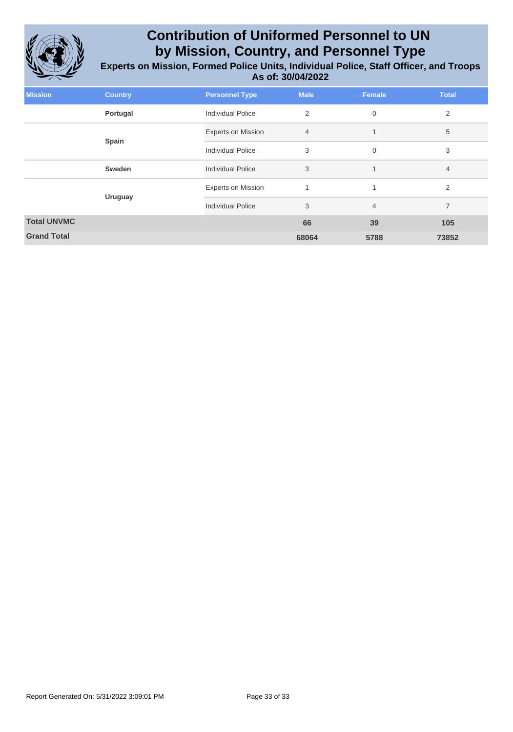# Contribution of Uniformed Personnel to UN by Mission, Country, and Personnel Type

## Experts on Mission, Formed Police Units, Individual Police, Staff Officer, and Troops

**As of: 30/04/2022**

| Mission | Country | Personnel Type | Male | Female | Total |
|---|---|---|---|---|---|
| | **Portugal** | Individual Police | 2 | 0 | 2 |
| | **Spain** | Experts on Mission | 4 | 1 | 5 |
| | | Individual Police | 3 | 0 | 3 |
| | **Sweden** | Individual Police | 3 | 1 | 4 |
| | **Uruguay** | Experts on Mission | 1 | 1 | 2 |
| | | Individual Police | 3 | 4 | 7 |
| **Total UNVMC** | | | **66** | **39** | **105** |
| **Grand Total** | | | **68064** | **5788** | **73852** |

Report Generated On: 5/31/2022 3:09:01 PM